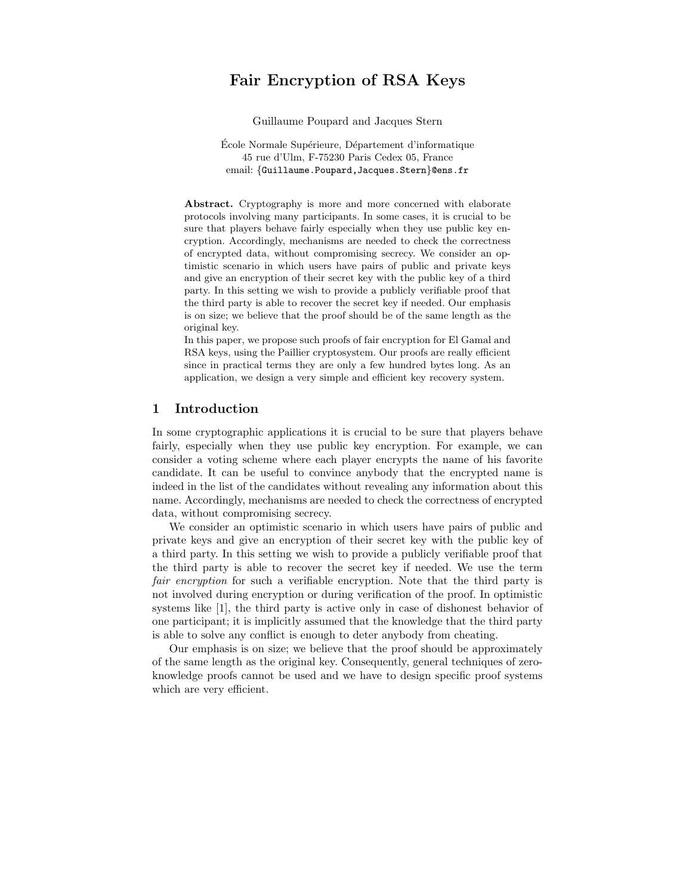# Fair Encryption of RSA Keys

Guillaume Poupard and Jacques Stern

École Normale Supérieure, Département d'informatique
45 rue d'Ulm, F-75230 Paris Cedex 05, France
email: {Guillaume.Poupard,Jacques.Stern}@ens.fr

**Abstract.** Cryptography is more and more concerned with elaborate protocols involving many participants. In some cases, it is crucial to be sure that players behave fairly especially when they use public key encryption. Accordingly, mechanisms are needed to check the correctness of encrypted data, without compromising secrecy. We consider an optimistic scenario in which users have pairs of public and private keys and give an encryption of their secret key with the public key of a third party. In this setting we wish to provide a publicly verifiable proof that the third party is able to recover the secret key if needed. Our emphasis is on size; we believe that the proof should be of the same length as the original key.

In this paper, we propose such proofs of fair encryption for El Gamal and RSA keys, using the Paillier cryptosystem. Our proofs are really efficient since in practical terms they are only a few hundred bytes long. As an application, we design a very simple and efficient key recovery system.

## 1 Introduction

In some cryptographic applications it is crucial to be sure that players behave fairly, especially when they use public key encryption. For example, we can consider a voting scheme where each player encrypts the name of his favorite candidate. It can be useful to convince anybody that the encrypted name is indeed in the list of the candidates without revealing any information about this name. Accordingly, mechanisms are needed to check the correctness of encrypted data, without compromising secrecy.

We consider an optimistic scenario in which users have pairs of public and private keys and give an encryption of their secret key with the public key of a third party. In this setting we wish to provide a publicly verifiable proof that the third party is able to recover the secret key if needed. We use the term *fair encryption* for such a verifiable encryption. Note that the third party is not involved during encryption or during verification of the proof. In optimistic systems like [1], the third party is active only in case of dishonest behavior of one participant; it is implicitly assumed that the knowledge that the third party is able to solve any conflict is enough to deter anybody from cheating.

Our emphasis is on size; we believe that the proof should be approximately of the same length as the original key. Consequently, general techniques of zero-knowledge proofs cannot be used and we have to design specific proof systems which are very efficient.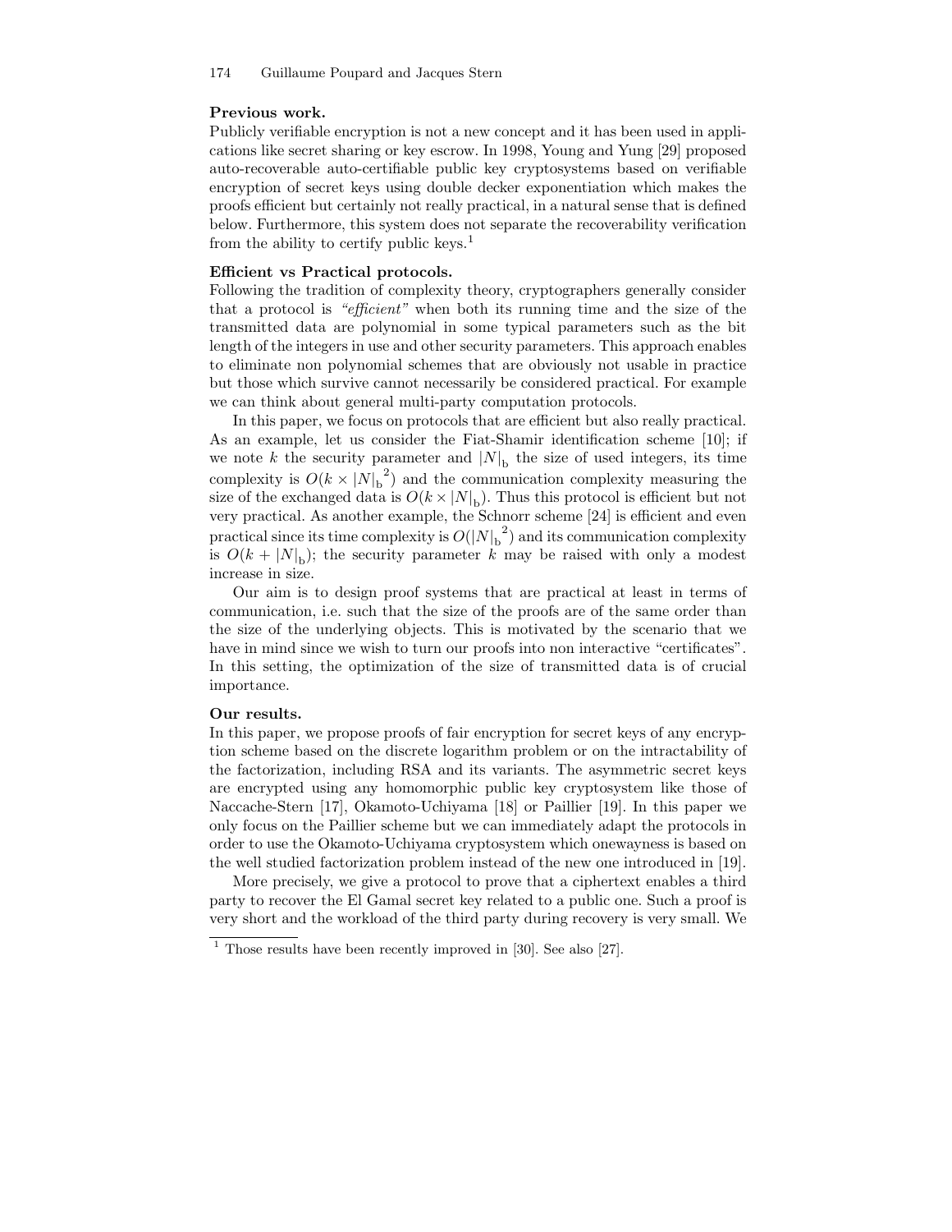**Previous work.**
Publicly verifiable encryption is not a new concept and it has been used in applications like secret sharing or key escrow. In 1998, Young and Yung [29] proposed auto-recoverable auto-certifiable public key cryptosystems based on verifiable encryption of secret keys using double decker exponentiation which makes the proofs efficient but certainly not really practical, in a natural sense that is defined below. Furthermore, this system does not separate the recoverability verification from the ability to certify public keys.[1]

**Efficient vs Practical protocols.**
Following the tradition of complexity theory, cryptographers generally consider that a protocol is *"efficient"* when both its running time and the size of the transmitted data are polynomial in some typical parameters such as the bit length of the integers in use and other security parameters. This approach enables to eliminate non polynomial schemes that are obviously not usable in practice but those which survive cannot necessarily be considered practical. For example we can think about general multi-party computation protocols.

In this paper, we focus on protocols that are efficient but also really practical. As an example, let us consider the Fiat-Shamir identification scheme [10]; if we note $k$ the security parameter and $|N|_{\mathrm{b}}$ the size of used integers, its time complexity is $O(k \times {|N|_{\mathrm{b}}}^2)$ and the communication complexity measuring the size of the exchanged data is $O(k \times |N|_{\mathrm{b}})$. Thus this protocol is efficient but not very practical. As another example, the Schnorr scheme [24] is efficient and even practical since its time complexity is $O({|N|_{\mathrm{b}}}^2)$ and its communication complexity is $O(k + |N|_{\mathrm{b}})$; the security parameter $k$ may be raised with only a modest increase in size.

Our aim is to design proof systems that are practical at least in terms of communication, i.e. such that the size of the proofs are of the same order than the size of the underlying objects. This is motivated by the scenario that we have in mind since we wish to turn our proofs into non interactive "certificates". In this setting, the optimization of the size of transmitted data is of crucial importance.

**Our results.**
In this paper, we propose proofs of fair encryption for secret keys of any encryption scheme based on the discrete logarithm problem or on the intractability of the factorization, including RSA and its variants. The asymmetric secret keys are encrypted using any homomorphic public key cryptosystem like those of Naccache-Stern [17], Okamoto-Uchiyama [18] or Paillier [19]. In this paper we only focus on the Paillier scheme but we can immediately adapt the protocols in order to use the Okamoto-Uchiyama cryptosystem which onewayness is based on the well studied factorization problem instead of the new one introduced in [19].

More precisely, we give a protocol to prove that a ciphertext enables a third party to recover the El Gamal secret key related to a public one. Such a proof is very short and the workload of the third party during recovery is very small. We

[1] Those results have been recently improved in [30]. See also [27].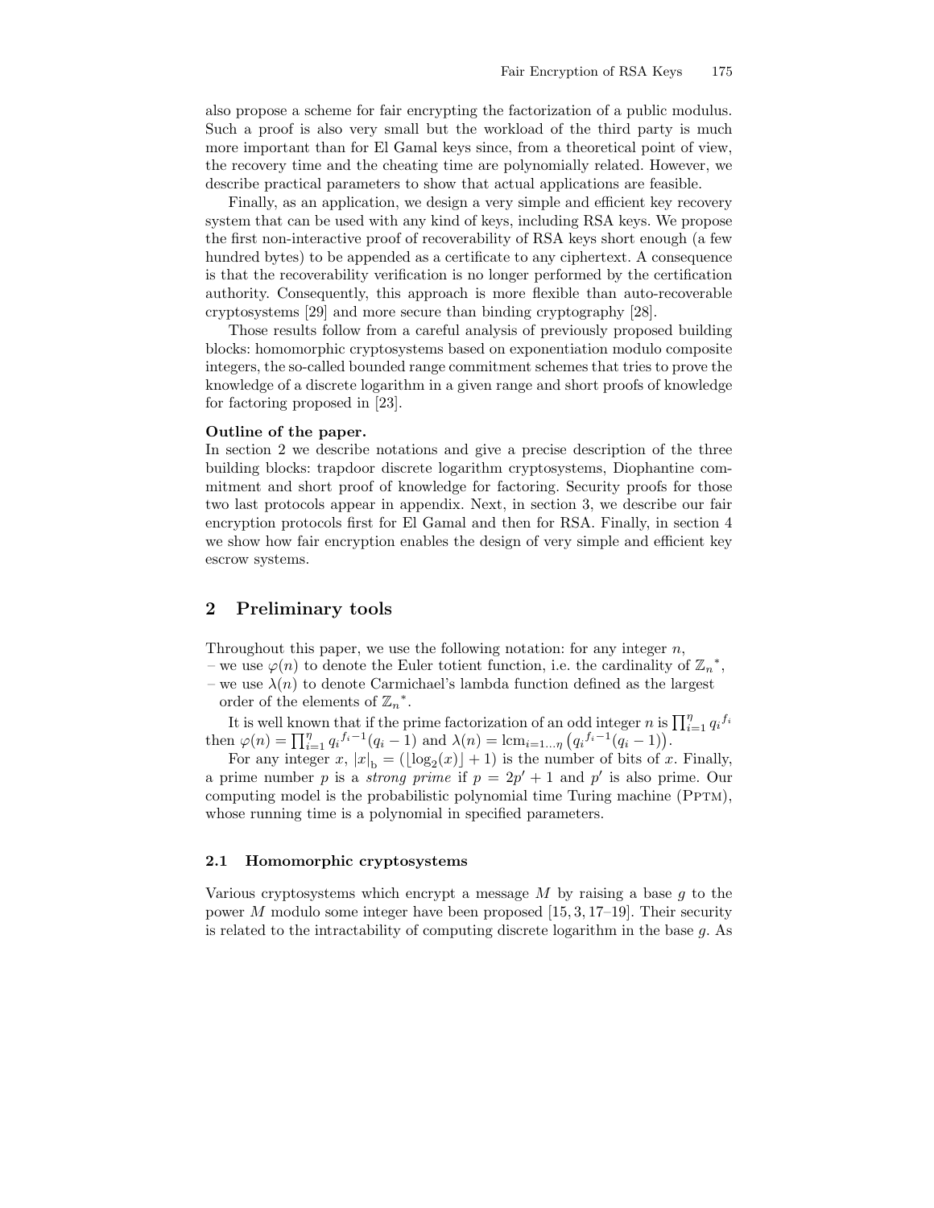also propose a scheme for fair encrypting the factorization of a public modulus. Such a proof is also very small but the workload of the third party is much more important than for El Gamal keys since, from a theoretical point of view, the recovery time and the cheating time are polynomially related. However, we describe practical parameters to show that actual applications are feasible.

Finally, as an application, we design a very simple and efficient key recovery system that can be used with any kind of keys, including RSA keys. We propose the first non-interactive proof of recoverability of RSA keys short enough (a few hundred bytes) to be appended as a certificate to any ciphertext. A consequence is that the recoverability verification is no longer performed by the certification authority. Consequently, this approach is more flexible than auto-recoverable cryptosystems [29] and more secure than binding cryptography [28].

Those results follow from a careful analysis of previously proposed building blocks: homomorphic cryptosystems based on exponentiation modulo composite integers, the so-called bounded range commitment schemes that tries to prove the knowledge of a discrete logarithm in a given range and short proofs of knowledge for factoring proposed in [23].

**Outline of the paper.**
In section 2 we describe notations and give a precise description of the three building blocks: trapdoor discrete logarithm cryptosystems, Diophantine commitment and short proof of knowledge for factoring. Security proofs for those two last protocols appear in appendix. Next, in section 3, we describe our fair encryption protocols first for El Gamal and then for RSA. Finally, in section 4 we show how fair encryption enables the design of very simple and efficient key escrow systems.

## 2 Preliminary tools

Throughout this paper, we use the following notation: for any integer $n$,

- we use $\varphi(n)$ to denote the Euler totient function, i.e. the cardinality of ${\mathbb{Z}_n}^*$,
- we use $\lambda(n)$ to denote Carmichael's lambda function defined as the largest order of the elements of ${\mathbb{Z}_n}^*$.

It is well known that if the prime factorization of an odd integer $n$ is $\prod_{i=1}^{\eta} {q_i}^{f_i}$ then $\varphi(n) = \prod_{i=1}^{\eta} {q_i}^{f_i-1}(q_i - 1)$ and $\lambda(n) = \mathrm{lcm}_{i=1\ldots\eta}\left({q_i}^{f_i-1}(q_i - 1)\right)$.

For any integer $x$, $|x|_{\mathrm{b}} = (\lfloor \log_2(x) \rfloor + 1)$ is the number of bits of $x$. Finally, a prime number $p$ is a *strong prime* if $p = 2p' + 1$ and $p'$ is also prime. Our computing model is the probabilistic polynomial time Turing machine (PPTM), whose running time is a polynomial in specified parameters.

### 2.1 Homomorphic cryptosystems

Various cryptosystems which encrypt a message $M$ by raising a base $g$ to the power $M$ modulo some integer have been proposed [15, 3, 17–19]. Their security is related to the intractability of computing discrete logarithm in the base $g$. As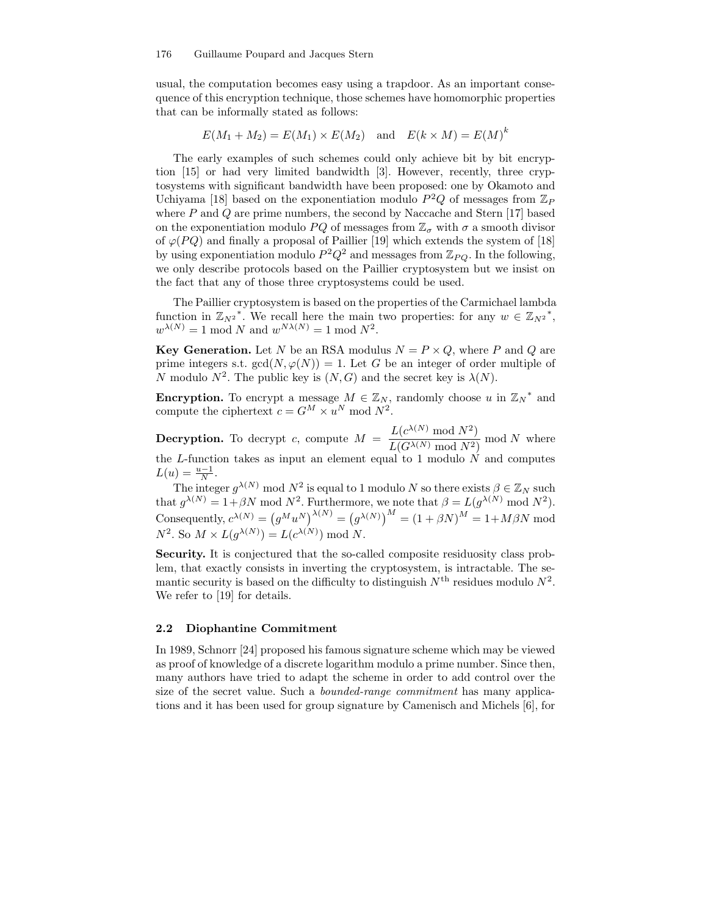usual, the computation becomes easy using a trapdoor. As an important consequence of this encryption technique, those schemes have homomorphic properties that can be informally stated as follows:

$$E(M_1 + M_2) = E(M_1) \times E(M_2) \quad \text{and} \quad E(k \times M) = E(M)^k$$

The early examples of such schemes could only achieve bit by bit encryption [15] or had very limited bandwidth [3]. However, recently, three cryptosystems with significant bandwidth have been proposed: one by Okamoto and Uchiyama [18] based on the exponentiation modulo $P^2Q$ of messages from $\mathbb{Z}_P$ where $P$ and $Q$ are prime numbers, the second by Naccache and Stern [17] based on the exponentiation modulo $PQ$ of messages from $\mathbb{Z}_\sigma$ with $\sigma$ a smooth divisor of $\varphi(PQ)$ and finally a proposal of Paillier [19] which extends the system of [18] by using exponentiation modulo $P^2Q^2$ and messages from $\mathbb{Z}_{PQ}$. In the following, we only describe protocols based on the Paillier cryptosystem but we insist on the fact that any of those three cryptosystems could be used.

The Paillier cryptosystem is based on the properties of the Carmichael lambda function in ${\mathbb{Z}_{N^2}}^*$. We recall here the main two properties: for any $w \in {\mathbb{Z}_{N^2}}^*$, $w^{\lambda(N)} = 1 \bmod N$ and $w^{N\lambda(N)} = 1 \bmod N^2$.

**Key Generation.** Let $N$ be an RSA modulus $N = P \times Q$, where $P$ and $Q$ are prime integers s.t. $\gcd(N, \varphi(N)) = 1$. Let $G$ be an integer of order multiple of $N$ modulo $N^2$. The public key is $(N, G)$ and the secret key is $\lambda(N)$.

**Encryption.** To encrypt a message $M \in \mathbb{Z}_N$, randomly choose $u$ in ${\mathbb{Z}_N}^*$ and compute the ciphertext $c = G^M \times u^N \bmod N^2$.

**Decryption.** To decrypt $c$, compute $M = \dfrac{L(c^{\lambda(N)} \bmod N^2)}{L(G^{\lambda(N)} \bmod N^2)} \bmod N$ where the $L$-function takes as input an element equal to 1 modulo $N$ and computes $L(u) = \frac{u-1}{N}$.

The integer $g^{\lambda(N)} \bmod N^2$ is equal to 1 modulo $N$ so there exists $\beta \in \mathbb{Z}_N$ such that $g^{\lambda(N)} = 1 + \beta N \bmod N^2$. Furthermore, we note that $\beta = L(g^{\lambda(N)} \bmod N^2)$. Consequently, $c^{\lambda(N)} = \left(g^M u^N\right)^{\lambda(N)} = \left(g^{\lambda(N)}\right)^M = (1 + \beta N)^M = 1 + M\beta N \bmod N^2$. So $M \times L(g^{\lambda(N)}) = L(c^{\lambda(N)}) \bmod N$.

**Security.** It is conjectured that the so-called composite residuosity class problem, that exactly consists in inverting the cryptosystem, is intractable. The semantic security is based on the difficulty to distinguish $N^{\text{th}}$ residues modulo $N^2$. We refer to [19] for details.

### 2.2 Diophantine Commitment

In 1989, Schnorr [24] proposed his famous signature scheme which may be viewed as proof of knowledge of a discrete logarithm modulo a prime number. Since then, many authors have tried to adapt the scheme in order to add control over the size of the secret value. Such a *bounded-range commitment* has many applications and it has been used for group signature by Camenisch and Michels [6], for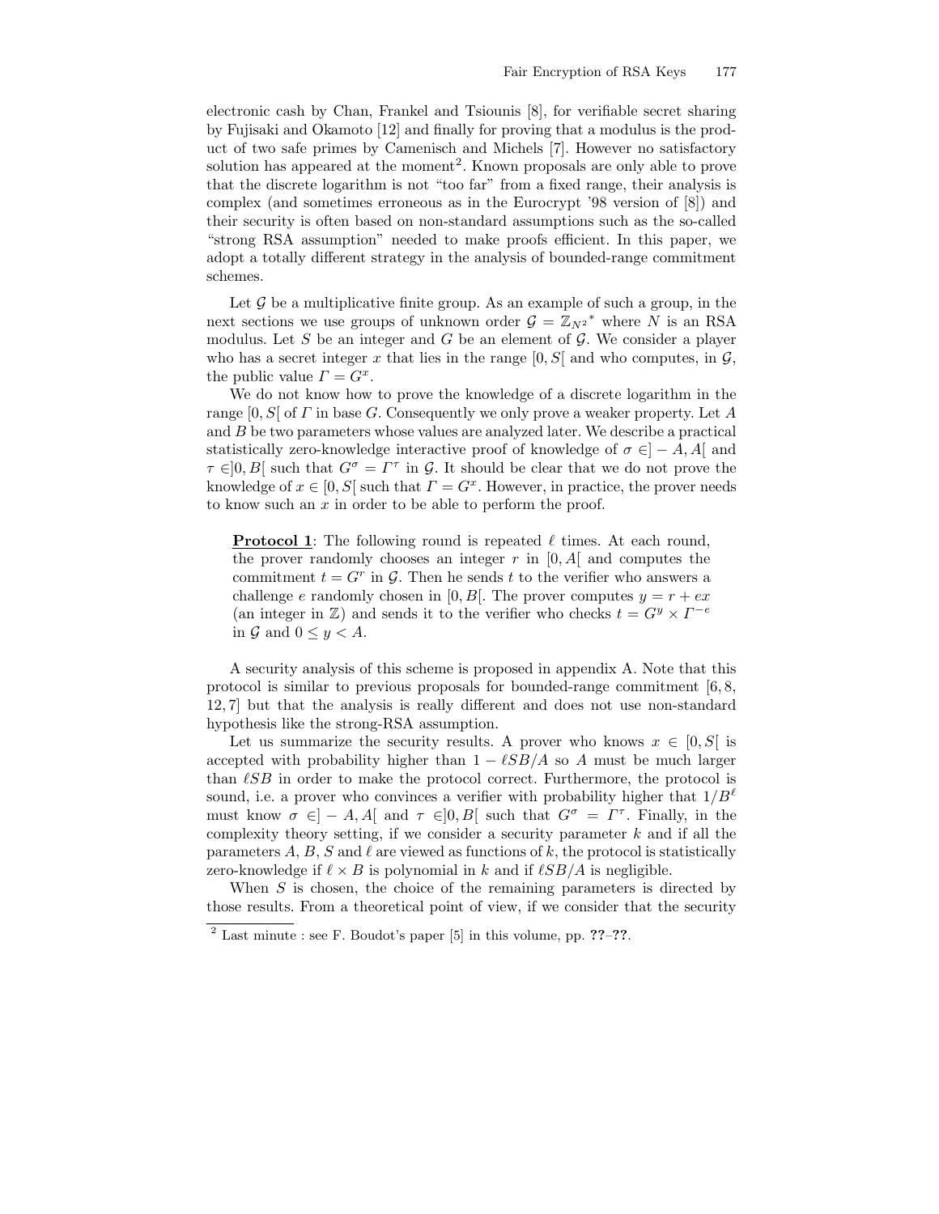electronic cash by Chan, Frankel and Tsiounis [8], for verifiable secret sharing by Fujisaki and Okamoto [12] and finally for proving that a modulus is the product of two safe primes by Camenisch and Michels [7]. However no satisfactory solution has appeared at the moment[2]. Known proposals are only able to prove that the discrete logarithm is not "too far" from a fixed range, their analysis is complex (and sometimes erroneous as in the Eurocrypt '98 version of [8]) and their security is often based on non-standard assumptions such as the so-called "strong RSA assumption" needed to make proofs efficient. In this paper, we adopt a totally different strategy in the analysis of bounded-range commitment schemes.

Let $\mathcal{G}$ be a multiplicative finite group. As an example of such a group, in the next sections we use groups of unknown order $\mathcal{G} = \mathbb{Z}_{N^2}{}^*$ where $N$ is an RSA modulus. Let $S$ be an integer and $G$ be an element of $\mathcal{G}$. We consider a player who has a secret integer $x$ that lies in the range $[0, S[$ and who computes, in $\mathcal{G}$, the public value $\Gamma = G^x$.

We do not know how to prove the knowledge of a discrete logarithm in the range $[0, S[$ of $\Gamma$ in base $G$. Consequently we only prove a weaker property. Let $A$ and $B$ be two parameters whose values are analyzed later. We describe a practical statistically zero-knowledge interactive proof of knowledge of $\sigma \in ]-A, A[$ and $\tau \in ]0, B[$ such that $G^\sigma = \Gamma^\tau$ in $\mathcal{G}$. It should be clear that we do not prove the knowledge of $x \in [0, S[$ such that $\Gamma = G^x$. However, in practice, the prover needs to know such an $x$ in order to be able to perform the proof.

> **Protocol 1**: The following round is repeated $\ell$ times. At each round, the prover randomly chooses an integer $r$ in $[0, A[$ and computes the commitment $t = G^r$ in $\mathcal{G}$. Then he sends $t$ to the verifier who answers a challenge $e$ randomly chosen in $[0, B[$. The prover computes $y = r + ex$ (an integer in $\mathbb{Z}$) and sends it to the verifier who checks $t = G^y \times \Gamma^{-e}$ in $\mathcal{G}$ and $0 \leq y < A$.

A security analysis of this scheme is proposed in appendix A. Note that this protocol is similar to previous proposals for bounded-range commitment [6, 8, 12, 7] but that the analysis is really different and does not use non-standard hypothesis like the strong-RSA assumption.

Let us summarize the security results. A prover who knows $x \in [0, S[$ is accepted with probability higher than $1 - \ell SB/A$ so $A$ must be much larger than $\ell SB$ in order to make the protocol correct. Furthermore, the protocol is sound, i.e. a prover who convinces a verifier with probability higher that $1/B^\ell$ must know $\sigma \in ]-A, A[$ and $\tau \in ]0, B[$ such that $G^\sigma = \Gamma^\tau$. Finally, in the complexity theory setting, if we consider a security parameter $k$ and if all the parameters $A$, $B$, $S$ and $\ell$ are viewed as functions of $k$, the protocol is statistically zero-knowledge if $\ell \times B$ is polynomial in $k$ and if $\ell SB/A$ is negligible.

When $S$ is chosen, the choice of the remaining parameters is directed by those results. From a theoretical point of view, if we consider that the security

[2] Last minute : see F. Boudot's paper [5] in this volume, pp. **??**–**??**.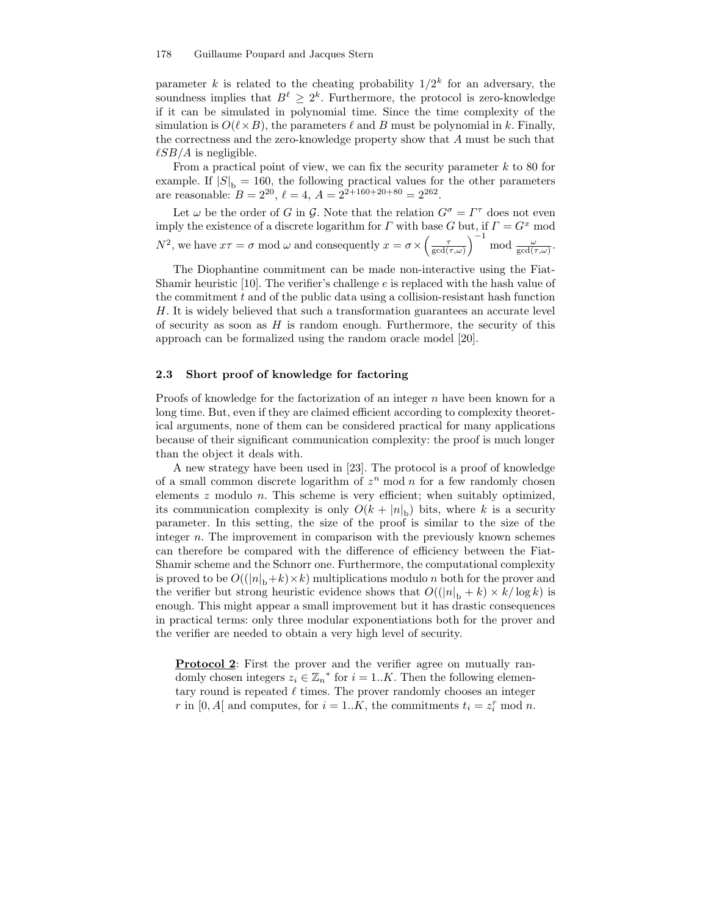parameter $k$ is related to the cheating probability $1/2^k$ for an adversary, the soundness implies that $B^\ell \geq 2^k$. Furthermore, the protocol is zero-knowledge if it can be simulated in polynomial time. Since the time complexity of the simulation is $O(\ell \times B)$, the parameters $\ell$ and $B$ must be polynomial in $k$. Finally, the correctness and the zero-knowledge property show that $A$ must be such that $\ell SB/A$ is negligible.

From a practical point of view, we can fix the security parameter $k$ to 80 for example. If $|S|_\mathrm{b} = 160$, the following practical values for the other parameters are reasonable: $B = 2^{20}$, $\ell = 4$, $A = 2^{2+160+20+80} = 2^{262}$.

Let $\omega$ be the order of $G$ in $\mathcal{G}$. Note that the relation $G^\sigma = \Gamma^\tau$ does not even imply the existence of a discrete logarithm for $\Gamma$ with base $G$ but, if $\Gamma = G^x \bmod N^2$, we have $x\tau = \sigma \bmod \omega$ and consequently $x = \sigma \times \left(\frac{\tau}{\gcd(\tau,\omega)}\right)^{-1} \bmod \frac{\omega}{\gcd(\tau,\omega)}$.

The Diophantine commitment can be made non-interactive using the Fiat-Shamir heuristic [10]. The verifier's challenge $e$ is replaced with the hash value of the commitment $t$ and of the public data using a collision-resistant hash function $H$. It is widely believed that such a transformation guarantees an accurate level of security as soon as $H$ is random enough. Furthermore, the security of this approach can be formalized using the random oracle model [20].

### 2.3 Short proof of knowledge for factoring

Proofs of knowledge for the factorization of an integer $n$ have been known for a long time. But, even if they are claimed efficient according to complexity theoretical arguments, none of them can be considered practical for many applications because of their significant communication complexity: the proof is much longer than the object it deals with.

A new strategy have been used in [23]. The protocol is a proof of knowledge of a small common discrete logarithm of $z^n \bmod n$ for a few randomly chosen elements $z$ modulo $n$. This scheme is very efficient; when suitably optimized, its communication complexity is only $O(k + |n|_\mathrm{b})$ bits, where $k$ is a security parameter. In this setting, the size of the proof is similar to the size of the integer $n$. The improvement in comparison with the previously known schemes can therefore be compared with the difference of efficiency between the Fiat-Shamir scheme and the Schnorr one. Furthermore, the computational complexity is proved to be $O((|n|_\mathrm{b}+k)\times k)$ multiplications modulo $n$ both for the prover and the verifier but strong heuristic evidence shows that $O((|n|_\mathrm{b} + k) \times k/\log k)$ is enough. This might appear a small improvement but it has drastic consequences in practical terms: only three modular exponentiations both for the prover and the verifier are needed to obtain a very high level of security.

**Protocol 2**: First the prover and the verifier agree on mutually randomly chosen integers $z_i \in \mathbb{Z}_n{}^*$ for $i = 1..K$. Then the following elementary round is repeated $\ell$ times. The prover randomly chooses an integer $r$ in $[0, A[$ and computes, for $i = 1..K$, the commitments $t_i = z_i^r \bmod n$.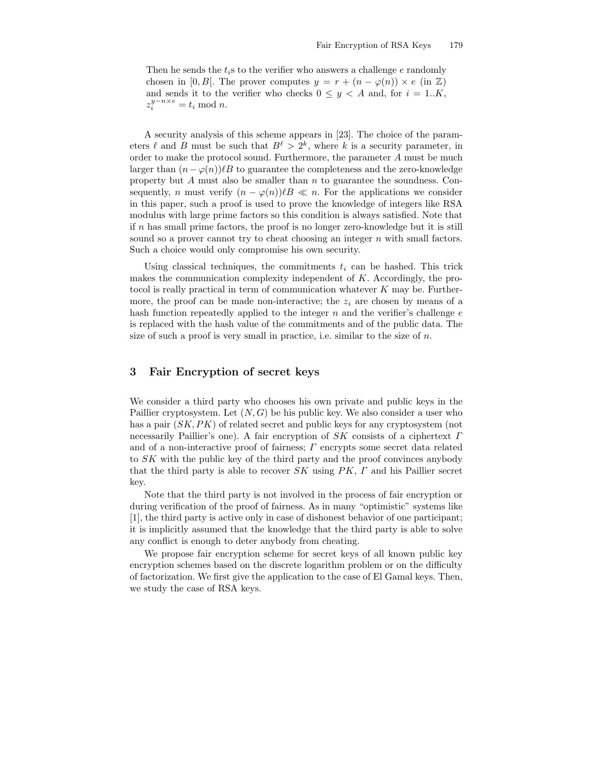Then he sends the $t_i$s to the verifier who answers a challenge $e$ randomly chosen in $[0, B[$. The prover computes $y = r + (n - \varphi(n)) \times e$ (in $\mathbb{Z}$) and sends it to the verifier who checks $0 \leq y < A$ and, for $i = 1..K$, $z_i^{y - n \times e} = t_i \bmod n$.

A security analysis of this scheme appears in [23]. The choice of the parameters $\ell$ and $B$ must be such that $B^\ell > 2^k$, where $k$ is a security parameter, in order to make the protocol sound. Furthermore, the parameter $A$ must be much larger than $(n - \varphi(n))\ell B$ to guarantee the completeness and the zero-knowledge property but $A$ must also be smaller than $n$ to guarantee the soundness. Consequently, $n$ must verify $(n - \varphi(n))\ell B \ll n$. For the applications we consider in this paper, such a proof is used to prove the knowledge of integers like RSA modulus with large prime factors so this condition is always satisfied. Note that if $n$ has small prime factors, the proof is no longer zero-knowledge but it is still sound so a prover cannot try to cheat choosing an integer $n$ with small factors. Such a choice would only compromise his own security.

Using classical techniques, the commitments $t_i$ can be hashed. This trick makes the communication complexity independent of $K$. Accordingly, the protocol is really practical in term of communication whatever $K$ may be. Furthermore, the proof can be made non-interactive; the $z_i$ are chosen by means of a hash function repeatedly applied to the integer $n$ and the verifier's challenge $e$ is replaced with the hash value of the commitments and of the public data. The size of such a proof is very small in practice, i.e. similar to the size of $n$.

## 3 Fair Encryption of secret keys

We consider a third party who chooses his own private and public keys in the Paillier cryptosystem. Let $(N, G)$ be his public key. We also consider a user who has a pair $(SK, PK)$ of related secret and public keys for any cryptosystem (not necessarily Paillier's one). A fair encryption of $SK$ consists of a ciphertext $\Gamma$ and of a non-interactive proof of fairness; $\Gamma$ encrypts some secret data related to $SK$ with the public key of the third party and the proof convinces anybody that the third party is able to recover $SK$ using $PK$, $\Gamma$ and his Paillier secret key.

Note that the third party is not involved in the process of fair encryption or during verification of the proof of fairness. As in many "optimistic" systems like [1], the third party is active only in case of dishonest behavior of one participant; it is implicitly assumed that the knowledge that the third party is able to solve any conflict is enough to deter anybody from cheating.

We propose fair encryption scheme for secret keys of all known public key encryption schemes based on the discrete logarithm problem or on the difficulty of factorization. We first give the application to the case of El Gamal keys. Then, we study the case of RSA keys.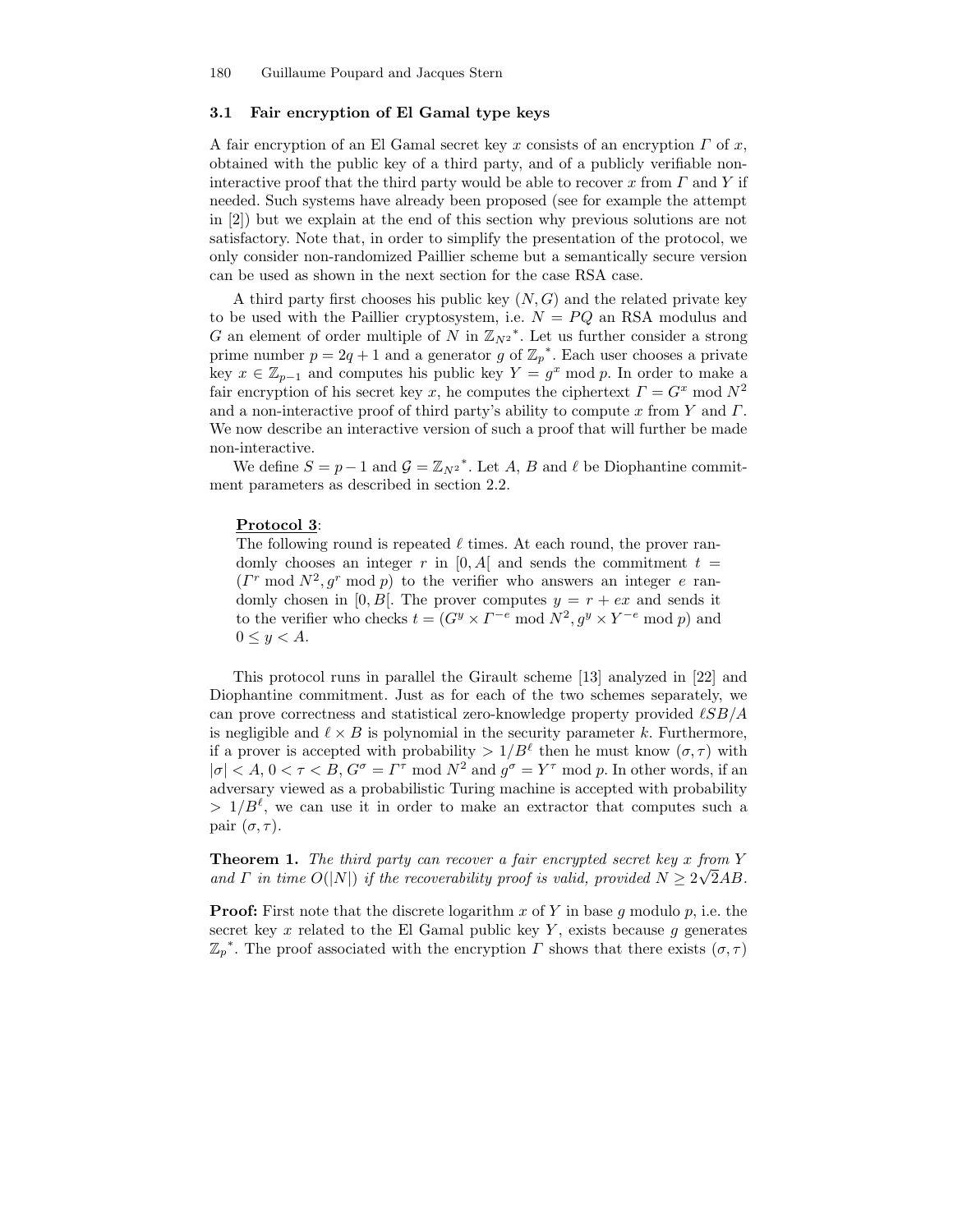### 3.1 Fair encryption of El Gamal type keys

A fair encryption of an El Gamal secret key $x$ consists of an encryption $\Gamma$ of $x$, obtained with the public key of a third party, and of a publicly verifiable non-interactive proof that the third party would be able to recover $x$ from $\Gamma$ and $Y$ if needed. Such systems have already been proposed (see for example the attempt in [2]) but we explain at the end of this section why previous solutions are not satisfactory. Note that, in order to simplify the presentation of the protocol, we only consider non-randomized Paillier scheme but a semantically secure version can be used as shown in the next section for the case RSA case.

A third party first chooses his public key $(N, G)$ and the related private key to be used with the Paillier cryptosystem, i.e. $N = PQ$ an RSA modulus and $G$ an element of order multiple of $N$ in $\mathbb{Z}_{N^2}{}^*$. Let us further consider a strong prime number $p = 2q + 1$ and a generator $g$ of $\mathbb{Z}_p{}^*$. Each user chooses a private key $x \in \mathbb{Z}_{p-1}$ and computes his public key $Y = g^x \bmod p$. In order to make a fair encryption of his secret key $x$, he computes the ciphertext $\Gamma = G^x \bmod N^2$ and a non-interactive proof of third party's ability to compute $x$ from $Y$ and $\Gamma$. We now describe an interactive version of such a proof that will further be made non-interactive.

We define $S = p - 1$ and $\mathcal{G} = \mathbb{Z}_{N^2}{}^*$. Let $A$, $B$ and $\ell$ be Diophantine commitment parameters as described in section 2.2.

**Protocol 3**:
The following round is repeated $\ell$ times. At each round, the prover randomly chooses an integer $r$ in $[0, A[$ and sends the commitment $t = (\Gamma^r \bmod N^2, g^r \bmod p)$ to the verifier who answers an integer $e$ randomly chosen in $[0, B[$. The prover computes $y = r + ex$ and sends it to the verifier who checks $t = (G^y \times \Gamma^{-e} \bmod N^2, g^y \times Y^{-e} \bmod p)$ and $0 \leq y < A$.

This protocol runs in parallel the Girault scheme [13] analyzed in [22] and Diophantine commitment. Just as for each of the two schemes separately, we can prove correctness and statistical zero-knowledge property provided $\ell SB/A$ is negligible and $\ell \times B$ is polynomial in the security parameter $k$. Furthermore, if a prover is accepted with probability $> 1/B^\ell$ then he must know $(\sigma, \tau)$ with $|\sigma| < A$, $0 < \tau < B$, $G^\sigma = \Gamma^\tau \bmod N^2$ and $g^\sigma = Y^\tau \bmod p$. In other words, if an adversary viewed as a probabilistic Turing machine is accepted with probability $> 1/B^\ell$, we can use it in order to make an extractor that computes such a pair $(\sigma, \tau)$.

**Theorem 1.** *The third party can recover a fair encrypted secret key $x$ from $Y$ and $\Gamma$ in time $O(|N|)$ if the recoverability proof is valid, provided $N \geq 2\sqrt{2}AB$.*

**Proof:** First note that the discrete logarithm $x$ of $Y$ in base $g$ modulo $p$, i.e. the secret key $x$ related to the El Gamal public key $Y$, exists because $g$ generates $\mathbb{Z}_p{}^*$. The proof associated with the encryption $\Gamma$ shows that there exists $(\sigma, \tau)$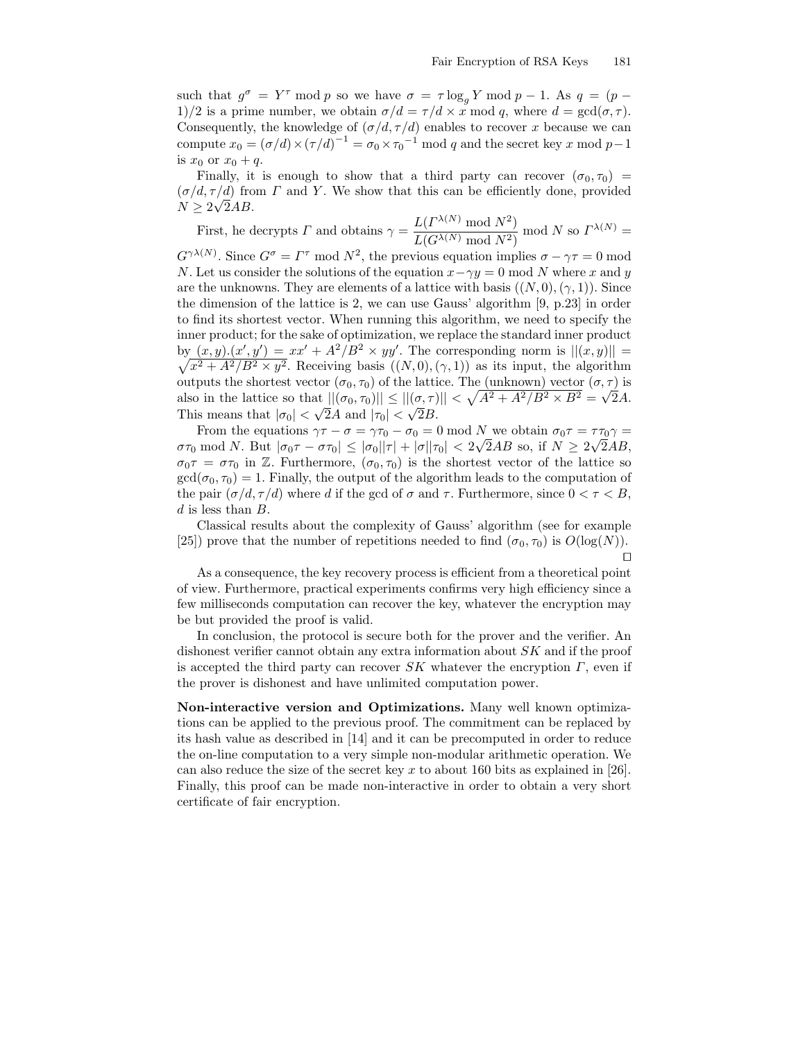such that $g^\sigma = Y^\tau \bmod p$ so we have $\sigma = \tau \log_g Y \bmod p-1$. As $q = (p-1)/2$ is a prime number, we obtain $\sigma/d = \tau/d \times x \bmod q$, where $d = \gcd(\sigma, \tau)$. Consequently, the knowledge of $(\sigma/d, \tau/d)$ enables to recover $x$ because we can compute $x_0 = (\sigma/d) \times (\tau/d)^{-1} = \sigma_0 \times {\tau_0}^{-1} \bmod q$ and the secret key $x \bmod p-1$ is $x_0$ or $x_0 + q$.

Finally, it is enough to show that a third party can recover $(\sigma_0, \tau_0) = (\sigma/d, \tau/d)$ from $\Gamma$ and $Y$. We show that this can be efficiently done, provided $N \geq 2\sqrt{2}AB$.

First, he decrypts $\Gamma$ and obtains $\gamma = \dfrac{L(\Gamma^{\lambda(N)} \bmod N^2)}{L(G^{\lambda(N)} \bmod N^2)} \bmod N$ so $\Gamma^{\lambda(N)} = G^{\gamma\lambda(N)}$. Since $G^\sigma = \Gamma^\tau \bmod N^2$, the previous equation implies $\sigma - \gamma\tau = 0 \bmod N$. Let us consider the solutions of the equation $x - \gamma y = 0 \bmod N$ where $x$ and $y$ are the unknowns. They are elements of a lattice with basis $((N,0),(\gamma,1))$. Since the dimension of the lattice is 2, we can use Gauss' algorithm [9, p.23] in order to find its shortest vector. When running this algorithm, we need to specify the inner product; for the sake of optimization, we replace the standard inner product by $(x,y).(x',y') = xx' + A^2/B^2 \times yy'$. The corresponding norm is $||(x,y)|| = \sqrt{x^2 + A^2/B^2 \times y^2}$. Receiving basis $((N,0),(\gamma,1))$ as its input, the algorithm outputs the shortest vector $(\sigma_0, \tau_0)$ of the lattice. The (unknown) vector $(\sigma, \tau)$ is also in the lattice so that $||(\sigma_0, \tau_0)|| \leq ||(\sigma, \tau)|| < \sqrt{A^2 + A^2/B^2 \times B^2} = \sqrt{2}A$. This means that $|\sigma_0| < \sqrt{2}A$ and $|\tau_0| < \sqrt{2}B$.

From the equations $\gamma\tau - \sigma = \gamma\tau_0 - \sigma_0 = 0 \bmod N$ we obtain $\sigma_0\tau = \tau\tau_0\gamma = \sigma\tau_0 \bmod N$. But $|\sigma_0\tau - \sigma\tau_0| \leq |\sigma_0||\tau| + |\sigma||\tau_0| < 2\sqrt{2}AB$ so, if $N \geq 2\sqrt{2}AB$, $\sigma_0\tau = \sigma\tau_0$ in $\mathbb{Z}$. Furthermore, $(\sigma_0, \tau_0)$ is the shortest vector of the lattice so $\gcd(\sigma_0, \tau_0) = 1$. Finally, the output of the algorithm leads to the computation of the pair $(\sigma/d, \tau/d)$ where $d$ if the gcd of $\sigma$ and $\tau$. Furthermore, since $0 < \tau < B$, $d$ is less than $B$.

Classical results about the complexity of Gauss' algorithm (see for example [25]) prove that the number of repetitions needed to find $(\sigma_0, \tau_0)$ is $O(\log(N))$. □

As a consequence, the key recovery process is efficient from a theoretical point of view. Furthermore, practical experiments confirms very high efficiency since a few milliseconds computation can recover the key, whatever the encryption may be but provided the proof is valid.

In conclusion, the protocol is secure both for the prover and the verifier. An dishonest verifier cannot obtain any extra information about $SK$ and if the proof is accepted the third party can recover $SK$ whatever the encryption $\Gamma$, even if the prover is dishonest and have unlimited computation power.

**Non-interactive version and Optimizations.** Many well known optimizations can be applied to the previous proof. The commitment can be replaced by its hash value as described in [14] and it can be precomputed in order to reduce the on-line computation to a very simple non-modular arithmetic operation. We can also reduce the size of the secret key $x$ to about 160 bits as explained in [26]. Finally, this proof can be made non-interactive in order to obtain a very short certificate of fair encryption.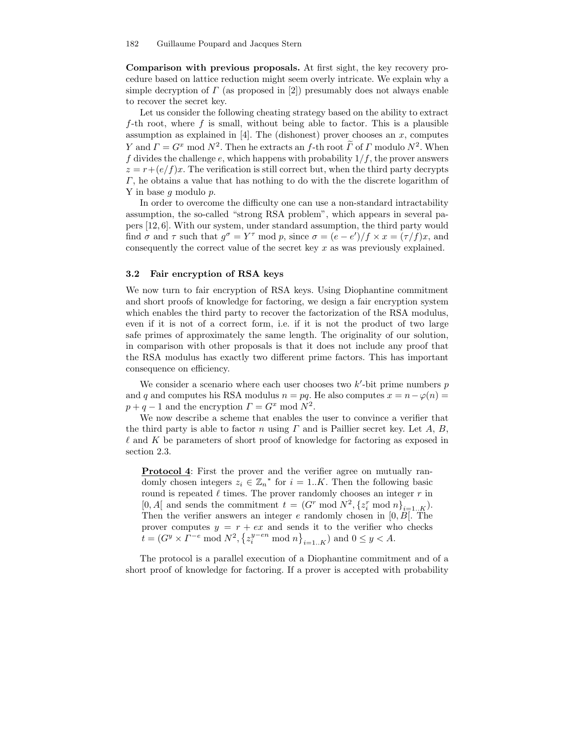**Comparison with previous proposals.** At first sight, the key recovery procedure based on lattice reduction might seem overly intricate. We explain why a simple decryption of $\Gamma$ (as proposed in [2]) presumably does not always enable to recover the secret key.

Let us consider the following cheating strategy based on the ability to extract $f$-th root, where $f$ is small, without being able to factor. This is a plausible assumption as explained in [4]. The (dishonest) prover chooses an $x$, computes $Y$ and $\Gamma = G^x \bmod N^2$. Then he extracts an $f$-th root $\widetilde{\Gamma}$ of $\Gamma$ modulo $N^2$. When $f$ divides the challenge $e$, which happens with probability $1/f$, the prover answers $z = r + (e/f)x$. The verification is still correct but, when the third party decrypts $\Gamma$, he obtains a value that has nothing to do with the the discrete logarithm of Y in base $g$ modulo $p$.

In order to overcome the difficulty one can use a non-standard intractability assumption, the so-called "strong RSA problem", which appears in several papers [12, 6]. With our system, under standard assumption, the third party would find $\sigma$ and $\tau$ such that $g^\sigma = Y^\tau \bmod p$, since $\sigma = (e - e')/f \times x = (\tau/f)x$, and consequently the correct value of the secret key $x$ as was previously explained.

### 3.2 Fair encryption of RSA keys

We now turn to fair encryption of RSA keys. Using Diophantine commitment and short proofs of knowledge for factoring, we design a fair encryption system which enables the third party to recover the factorization of the RSA modulus, even if it is not of a correct form, i.e. if it is not the product of two large safe primes of approximately the same length. The originality of our solution, in comparison with other proposals is that it does not include any proof that the RSA modulus has exactly two different prime factors. This has important consequence on efficiency.

We consider a scenario where each user chooses two $k'$-bit prime numbers $p$ and $q$ and computes his RSA modulus $n = pq$. He also computes $x = n - \varphi(n) = p + q - 1$ and the encryption $\Gamma = G^x \bmod N^2$.

We now describe a scheme that enables the user to convince a verifier that the third party is able to factor $n$ using $\Gamma$ and is Paillier secret key. Let $A$, $B$, $\ell$ and $K$ be parameters of short proof of knowledge for factoring as exposed in section 2.3.

> **Protocol 4**: First the prover and the verifier agree on mutually randomly chosen integers $z_i \in {\mathbb{Z}_n}^*$ for $i = 1..K$. Then the following basic round is repeated $\ell$ times. The prover randomly chooses an integer $r$ in $[0, A[$ and sends the commitment $t = (G^r \bmod N^2, \{z_i^r \bmod n\}_{i=1..K})$. Then the verifier answers an integer $e$ randomly chosen in $[0, B[$. The prover computes $y = r + ex$ and sends it to the verifier who checks $t = (G^y \times \Gamma^{-e} \bmod N^2, \{z_i^{y-en} \bmod n\}_{i=1..K})$ and $0 \le y < A$.

The protocol is a parallel execution of a Diophantine commitment and of a short proof of knowledge for factoring. If a prover is accepted with probability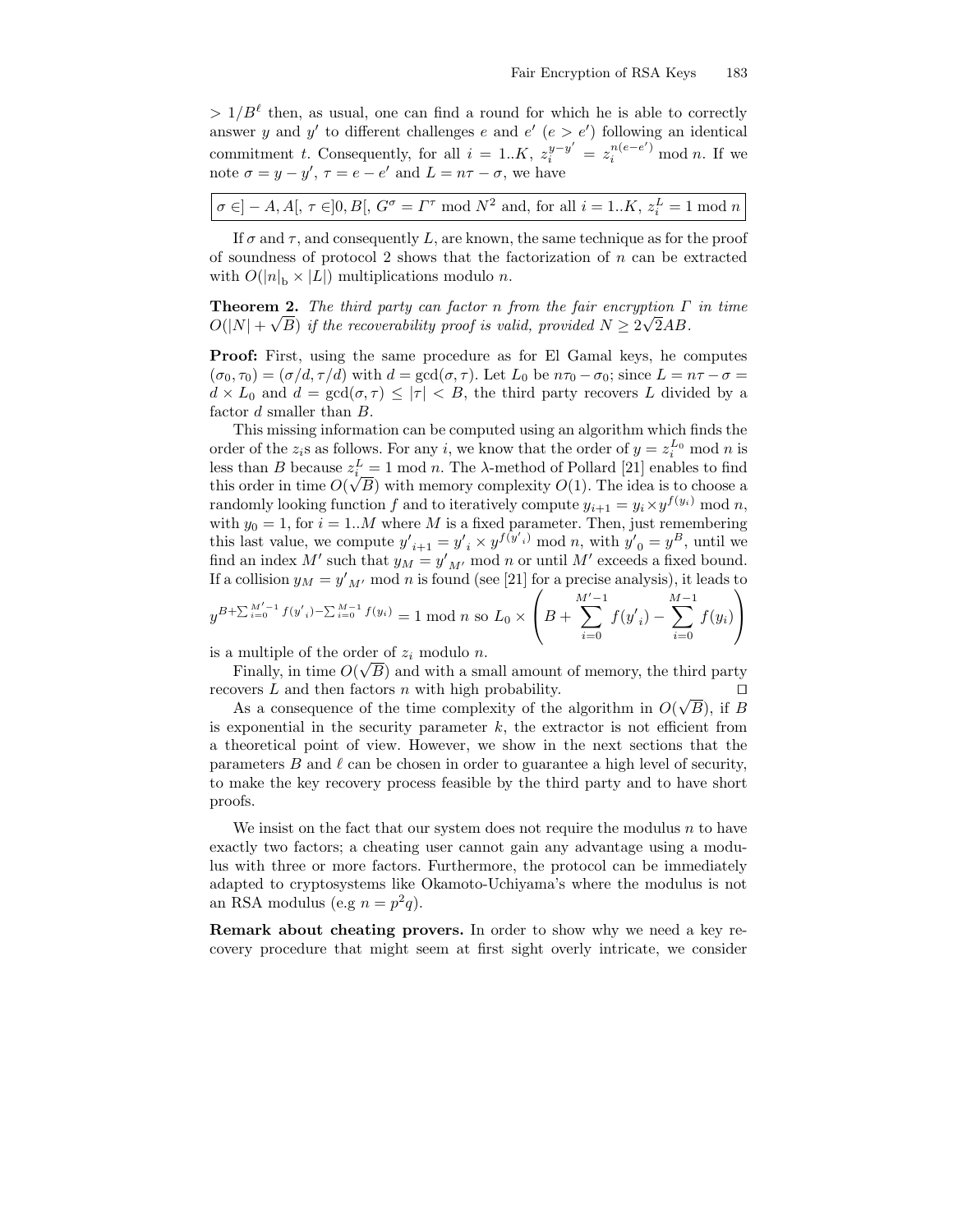$> 1/B^\ell$ then, as usual, one can find a round for which he is able to correctly answer $y$ and $y'$ to different challenges $e$ and $e'$ ($e > e'$) following an identical commitment $t$. Consequently, for all $i = 1..K$, $z_i^{y-y'} = z_i^{n(e-e')} \bmod n$. If we note $\sigma = y - y'$, $\tau = e - e'$ and $L = n\tau - \sigma$, we have

$$\boxed{\sigma \in ]-A, A[,\ \tau \in ]0, B[,\ G^\sigma = \Gamma^\tau \bmod N^2 \text{ and, for all } i = 1..K,\ z_i^L = 1 \bmod n}$$

If $\sigma$ and $\tau$, and consequently $L$, are known, the same technique as for the proof of soundness of protocol 2 shows that the factorization of $n$ can be extracted with $O(|n|_\text{b} \times |L|)$ multiplications modulo $n$.

**Theorem 2.** *The third party can factor $n$ from the fair encryption $\Gamma$ in time $O(|N| + \sqrt{B})$ if the recoverability proof is valid, provided $N \geq 2\sqrt{2}AB$.*

**Proof:** First, using the same procedure as for El Gamal keys, he computes $(\sigma_0, \tau_0) = (\sigma/d, \tau/d)$ with $d = \gcd(\sigma, \tau)$. Let $L_0$ be $n\tau_0 - \sigma_0$; since $L = n\tau - \sigma = d \times L_0$ and $d = \gcd(\sigma, \tau) \leq |\tau| < B$, the third party recovers $L$ divided by a factor $d$ smaller than $B$.

This missing information can be computed using an algorithm which finds the order of the $z_i$s as follows. For any $i$, we know that the order of $y = z_i^{L_0} \bmod n$ is less than $B$ because $z_i^L = 1 \bmod n$. The $\lambda$-method of Pollard [21] enables to find this order in time $O(\sqrt{B})$ with memory complexity $O(1)$. The idea is to choose a randomly looking function $f$ and to iteratively compute $y_{i+1} = y_i \times y^{f(y_i)} \bmod n$, with $y_0 = 1$, for $i = 1..M$ where $M$ is a fixed parameter. Then, just remembering this last value, we compute ${y'}_{i+1} = {y'}_i \times y^{f({y'}_i)} \bmod n$, with ${y'}_0 = y^B$, until we find an index $M'$ such that $y_M = {y'}_{M'} \bmod n$ or until $M'$ exceeds a fixed bound. If a collision $y_M = {y'}_{M'} \bmod n$ is found (see [21] for a precise analysis), it leads to $y^{B + \sum_{i=0}^{M'-1} f({y'}_i) - \sum_{i=0}^{M-1} f(y_i)} = 1 \bmod n$ so $L_0 \times \left( B + \sum_{i=0}^{M'-1} f({y'}_i) - \sum_{i=0}^{M-1} f(y_i) \right)$ is a multiple of the order of $z_i$ modulo $n$.

Finally, in time $O(\sqrt{B})$ and with a small amount of memory, the third party recovers $L$ and then factors $n$ with high probability. □

As a consequence of the time complexity of the algorithm in $O(\sqrt{B})$, if $B$ is exponential in the security parameter $k$, the extractor is not efficient from a theoretical point of view. However, we show in the next sections that the parameters $B$ and $\ell$ can be chosen in order to guarantee a high level of security, to make the key recovery process feasible by the third party and to have short proofs.

We insist on the fact that our system does not require the modulus $n$ to have exactly two factors; a cheating user cannot gain any advantage using a modulus with three or more factors. Furthermore, the protocol can be immediately adapted to cryptosystems like Okamoto-Uchiyama's where the modulus is not an RSA modulus (e.g $n = p^2q$).

**Remark about cheating provers.** In order to show why we need a key recovery procedure that might seem at first sight overly intricate, we consider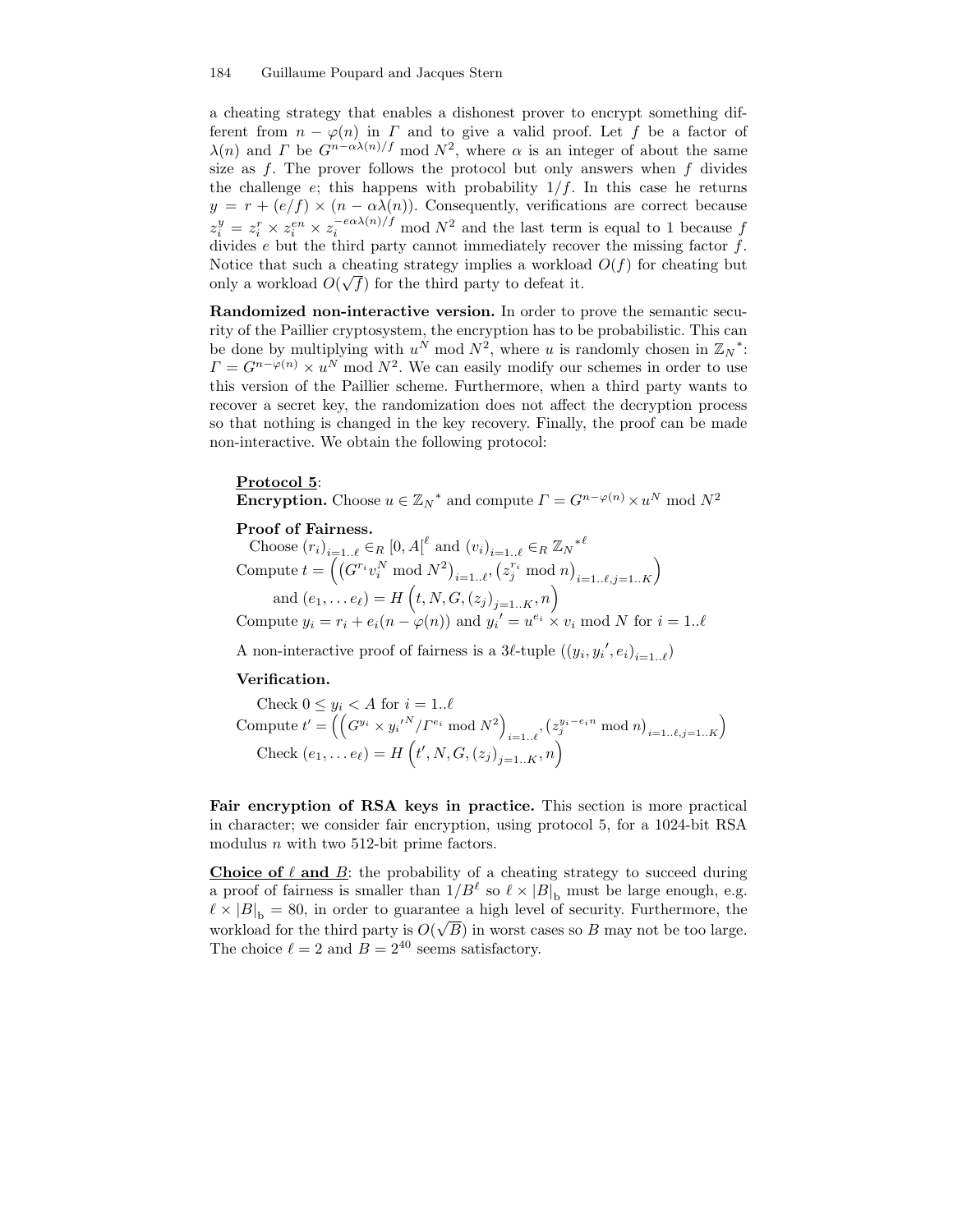a cheating strategy that enables a dishonest prover to encrypt something different from $n - \varphi(n)$ in $\Gamma$ and to give a valid proof. Let $f$ be a factor of $\lambda(n)$ and $\Gamma$ be $G^{n-\alpha\lambda(n)/f} \bmod N^2$, where $\alpha$ is an integer of about the same size as $f$. The prover follows the protocol but only answers when $f$ divides the challenge $e$; this happens with probability $1/f$. In this case he returns $y = r + (e/f) \times (n - \alpha\lambda(n))$. Consequently, verifications are correct because $z_i^y = z_i^r \times z_i^{en} \times z_i^{-e\alpha\lambda(n)/f} \bmod N^2$ and the last term is equal to 1 because $f$ divides $e$ but the third party cannot immediately recover the missing factor $f$. Notice that such a cheating strategy implies a workload $O(f)$ for cheating but only a workload $O(\sqrt{f})$ for the third party to defeat it.

**Randomized non-interactive version.** In order to prove the semantic security of the Paillier cryptosystem, the encryption has to be probabilistic. This can be done by multiplying with $u^N \bmod N^2$, where $u$ is randomly chosen in $\mathbb{Z}_N{}^*$: $\Gamma = G^{n-\varphi(n)} \times u^N \bmod N^2$. We can easily modify our schemes in order to use this version of the Paillier scheme. Furthermore, when a third party wants to recover a secret key, the randomization does not affect the decryption process so that nothing is changed in the key recovery. Finally, the proof can be made non-interactive. We obtain the following protocol:

**<u>Protocol 5</u>**:
**Encryption.** Choose $u \in \mathbb{Z}_N{}^*$ and compute $\Gamma = G^{n-\varphi(n)} \times u^N \bmod N^2$

**Proof of Fairness.**
Choose $(r_i)_{i=1..\ell} \in_R [0, A[^\ell$ and $(v_i)_{i=1..\ell} \in_R \mathbb{Z}_N{}^{*\ell}$
Compute $t = \left(\left(G^{r_i} v_i^N \bmod N^2\right)_{i=1..\ell}, \left(z_j^{r_i} \bmod n\right)_{i=1..\ell, j=1..K}\right)$
and $(e_1, \ldots e_\ell) = H\left(t, N, G, (z_j)_{j=1..K}, n\right)$
Compute $y_i = r_i + e_i(n - \varphi(n))$ and $y_i{}' = u^{e_i} \times v_i \bmod N$ for $i = 1..\ell$

A non-interactive proof of fairness is a $3\ell$-tuple $((y_i, y_i{}', e_i)_{i=1..\ell})$

**Verification.**
Check $0 \le y_i < A$ for $i = 1..\ell$
Compute $t' = \left(\left(G^{y_i} \times y_i{}'^N / \Gamma^{e_i} \bmod N^2\right)_{i=1..\ell}, \left(z_j^{y_i - e_i n} \bmod n\right)_{i=1..\ell, j=1..K}\right)$
Check $(e_1, \ldots e_\ell) = H\left(t', N, G, (z_j)_{j=1..K}, n\right)$

**Fair encryption of RSA keys in practice.** This section is more practical in character; we consider fair encryption, using protocol 5, for a 1024-bit RSA modulus $n$ with two 512-bit prime factors.

**<u>Choice of $\ell$ and $B$</u>**: the probability of a cheating strategy to succeed during a proof of fairness is smaller than $1/B^\ell$ so $\ell \times |B|_\mathrm{b}$ must be large enough, e.g. $\ell \times |B|_\mathrm{b} = 80$, in order to guarantee a high level of security. Furthermore, the workload for the third party is $O(\sqrt{B})$ in worst cases so $B$ may not be too large. The choice $\ell = 2$ and $B = 2^{40}$ seems satisfactory.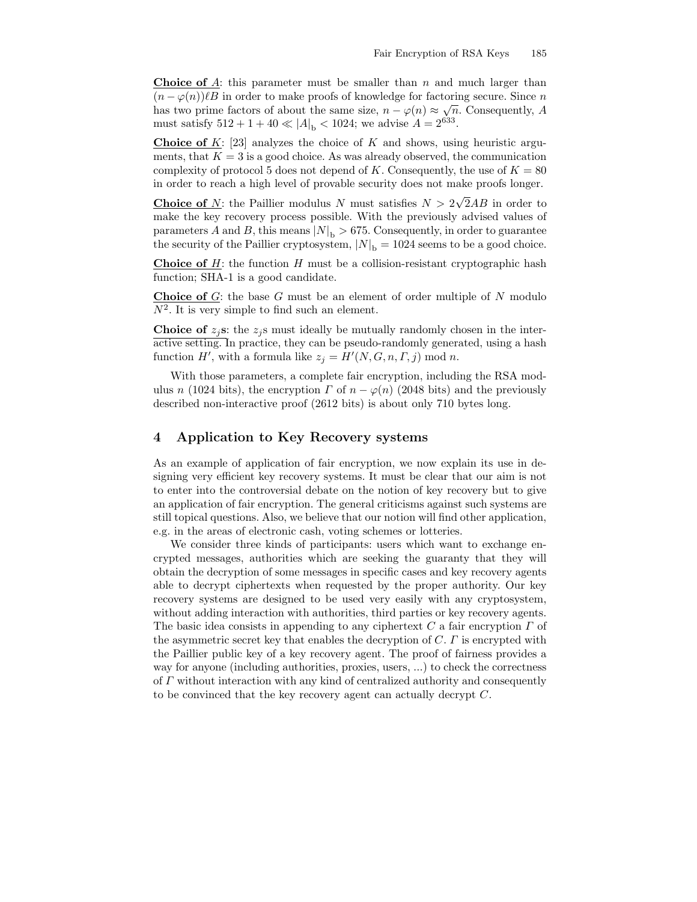<u>**Choice of $A$**</u>: this parameter must be smaller than $n$ and much larger than $(n - \varphi(n))\ell B$ in order to make proofs of knowledge for factoring secure. Since $n$ has two prime factors of about the same size, $n - \varphi(n) \approx \sqrt{n}$. Consequently, $A$ must satisfy $512 + 1 + 40 \ll |A|_{\mathrm{b}} < 1024$; we advise $A = 2^{633}$.

<u>**Choice of $K$**</u>: [23] analyzes the choice of $K$ and shows, using heuristic arguments, that $K = 3$ is a good choice. As was already observed, the communication complexity of protocol 5 does not depend of $K$. Consequently, the use of $K = 80$ in order to reach a high level of provable security does not make proofs longer.

<u>**Choice of $N$**</u>: the Paillier modulus $N$ must satisfies $N > 2\sqrt{2}AB$ in order to make the key recovery process possible. With the previously advised values of parameters $A$ and $B$, this means $|N|_{\mathrm{b}} > 675$. Consequently, in order to guarantee the security of the Paillier cryptosystem, $|N|_{\mathrm{b}} = 1024$ seems to be a good choice.

<u>**Choice of $H$**</u>: the function $H$ must be a collision-resistant cryptographic hash function; SHA-1 is a good candidate.

<u>**Choice of $G$**</u>: the base $G$ must be an element of order multiple of $N$ modulo $N^2$. It is very simple to find such an element.

<u>**Choice of $z_j$s**</u>: the $z_j$s must ideally be mutually randomly chosen in the interactive setting. In practice, they can be pseudo-randomly generated, using a hash function $H'$, with a formula like $z_j = H'(N, G, n, \Gamma, j) \bmod n$.

With those parameters, a complete fair encryption, including the RSA modulus $n$ (1024 bits), the encryption $\Gamma$ of $n - \varphi(n)$ (2048 bits) and the previously described non-interactive proof (2612 bits) is about only 710 bytes long.

## 4 Application to Key Recovery systems

As an example of application of fair encryption, we now explain its use in designing very efficient key recovery systems. It must be clear that our aim is not to enter into the controversial debate on the notion of key recovery but to give an application of fair encryption. The general criticisms against such systems are still topical questions. Also, we believe that our notion will find other application, e.g. in the areas of electronic cash, voting schemes or lotteries.

We consider three kinds of participants: users which want to exchange encrypted messages, authorities which are seeking the guaranty that they will obtain the decryption of some messages in specific cases and key recovery agents able to decrypt ciphertexts when requested by the proper authority. Our key recovery systems are designed to be used very easily with any cryptosystem, without adding interaction with authorities, third parties or key recovery agents. The basic idea consists in appending to any ciphertext $C$ a fair encryption $\Gamma$ of the asymmetric secret key that enables the decryption of $C$. $\Gamma$ is encrypted with the Paillier public key of a key recovery agent. The proof of fairness provides a way for anyone (including authorities, proxies, users, ...) to check the correctness of $\Gamma$ without interaction with any kind of centralized authority and consequently to be convinced that the key recovery agent can actually decrypt $C$.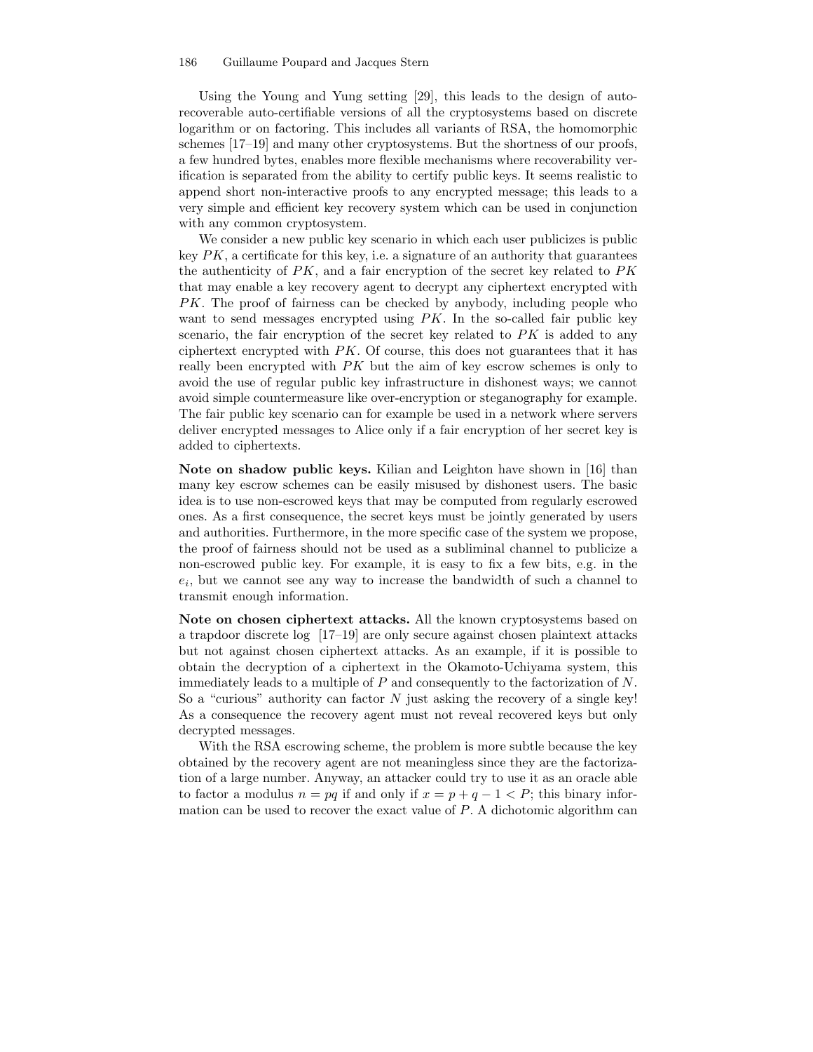Using the Young and Yung setting [29], this leads to the design of auto-recoverable auto-certifiable versions of all the cryptosystems based on discrete logarithm or on factoring. This includes all variants of RSA, the homomorphic schemes [17–19] and many other cryptosystems. But the shortness of our proofs, a few hundred bytes, enables more flexible mechanisms where recoverability verification is separated from the ability to certify public keys. It seems realistic to append short non-interactive proofs to any encrypted message; this leads to a very simple and efficient key recovery system which can be used in conjunction with any common cryptosystem.

We consider a new public key scenario in which each user publicizes is public key $PK$, a certificate for this key, i.e. a signature of an authority that guarantees the authenticity of $PK$, and a fair encryption of the secret key related to $PK$ that may enable a key recovery agent to decrypt any ciphertext encrypted with $PK$. The proof of fairness can be checked by anybody, including people who want to send messages encrypted using $PK$. In the so-called fair public key scenario, the fair encryption of the secret key related to $PK$ is added to any ciphertext encrypted with $PK$. Of course, this does not guarantees that it has really been encrypted with $PK$ but the aim of key escrow schemes is only to avoid the use of regular public key infrastructure in dishonest ways; we cannot avoid simple countermeasure like over-encryption or steganography for example. The fair public key scenario can for example be used in a network where servers deliver encrypted messages to Alice only if a fair encryption of her secret key is added to ciphertexts.

**Note on shadow public keys.** Kilian and Leighton have shown in [16] than many key escrow schemes can be easily misused by dishonest users. The basic idea is to use non-escrowed keys that may be computed from regularly escrowed ones. As a first consequence, the secret keys must be jointly generated by users and authorities. Furthermore, in the more specific case of the system we propose, the proof of fairness should not be used as a subliminal channel to publicize a non-escrowed public key. For example, it is easy to fix a few bits, e.g. in the $e_i$, but we cannot see any way to increase the bandwidth of such a channel to transmit enough information.

**Note on chosen ciphertext attacks.** All the known cryptosystems based on a trapdoor discrete log [17–19] are only secure against chosen plaintext attacks but not against chosen ciphertext attacks. As an example, if it is possible to obtain the decryption of a ciphertext in the Okamoto-Uchiyama system, this immediately leads to a multiple of $P$ and consequently to the factorization of $N$. So a "curious" authority can factor $N$ just asking the recovery of a single key! As a consequence the recovery agent must not reveal recovered keys but only decrypted messages.

With the RSA escrowing scheme, the problem is more subtle because the key obtained by the recovery agent are not meaningless since they are the factorization of a large number. Anyway, an attacker could try to use it as an oracle able to factor a modulus $n = pq$ if and only if $x = p + q - 1 < P$; this binary information can be used to recover the exact value of $P$. A dichotomic algorithm can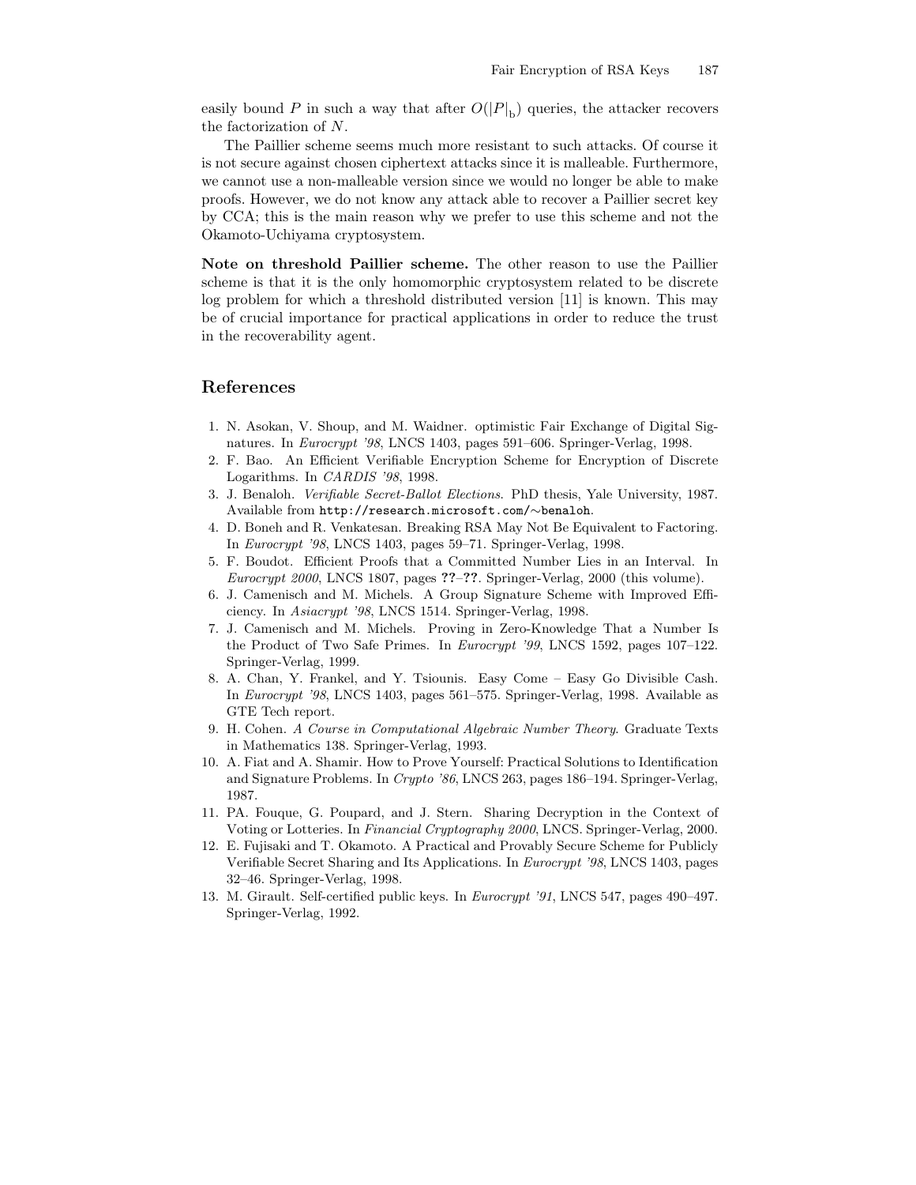easily bound $P$ in such a way that after $O(|P|_{\mathrm{b}})$ queries, the attacker recovers the factorization of $N$.

The Paillier scheme seems much more resistant to such attacks. Of course it is not secure against chosen ciphertext attacks since it is malleable. Furthermore, we cannot use a non-malleable version since we would no longer be able to make proofs. However, we do not know any attack able to recover a Paillier secret key by CCA; this is the main reason why we prefer to use this scheme and not the Okamoto-Uchiyama cryptosystem.

**Note on threshold Paillier scheme.** The other reason to use the Paillier scheme is that it is the only homomorphic cryptosystem related to be discrete log problem for which a threshold distributed version [11] is known. This may be of crucial importance for practical applications in order to reduce the trust in the recoverability agent.

## References

1. N. Asokan, V. Shoup, and M. Waidner. optimistic Fair Exchange of Digital Signatures. In *Eurocrypt '98*, LNCS 1403, pages 591–606. Springer-Verlag, 1998.
2. F. Bao. An Efficient Verifiable Encryption Scheme for Encryption of Discrete Logarithms. In *CARDIS '98*, 1998.
3. J. Benaloh. *Verifiable Secret-Ballot Elections*. PhD thesis, Yale University, 1987. Available from `http://research.microsoft.com/~benaloh`.
4. D. Boneh and R. Venkatesan. Breaking RSA May Not Be Equivalent to Factoring. In *Eurocrypt '98*, LNCS 1403, pages 59–71. Springer-Verlag, 1998.
5. F. Boudot. Efficient Proofs that a Committed Number Lies in an Interval. In *Eurocrypt 2000*, LNCS 1807, pages **??**–**??**. Springer-Verlag, 2000 (this volume).
6. J. Camenisch and M. Michels. A Group Signature Scheme with Improved Efficiency. In *Asiacrypt '98*, LNCS 1514. Springer-Verlag, 1998.
7. J. Camenisch and M. Michels. Proving in Zero-Knowledge That a Number Is the Product of Two Safe Primes. In *Eurocrypt '99*, LNCS 1592, pages 107–122. Springer-Verlag, 1999.
8. A. Chan, Y. Frankel, and Y. Tsiounis. Easy Come – Easy Go Divisible Cash. In *Eurocrypt '98*, LNCS 1403, pages 561–575. Springer-Verlag, 1998. Available as GTE Tech report.
9. H. Cohen. *A Course in Computational Algebraic Number Theory*. Graduate Texts in Mathematics 138. Springer-Verlag, 1993.
10. A. Fiat and A. Shamir. How to Prove Yourself: Practical Solutions to Identification and Signature Problems. In *Crypto '86*, LNCS 263, pages 186–194. Springer-Verlag, 1987.
11. PA. Fouque, G. Poupard, and J. Stern. Sharing Decryption in the Context of Voting or Lotteries. In *Financial Cryptography 2000*, LNCS. Springer-Verlag, 2000.
12. E. Fujisaki and T. Okamoto. A Practical and Provably Secure Scheme for Publicly Verifiable Secret Sharing and Its Applications. In *Eurocrypt '98*, LNCS 1403, pages 32–46. Springer-Verlag, 1998.
13. M. Girault. Self-certified public keys. In *Eurocrypt '91*, LNCS 547, pages 490–497. Springer-Verlag, 1992.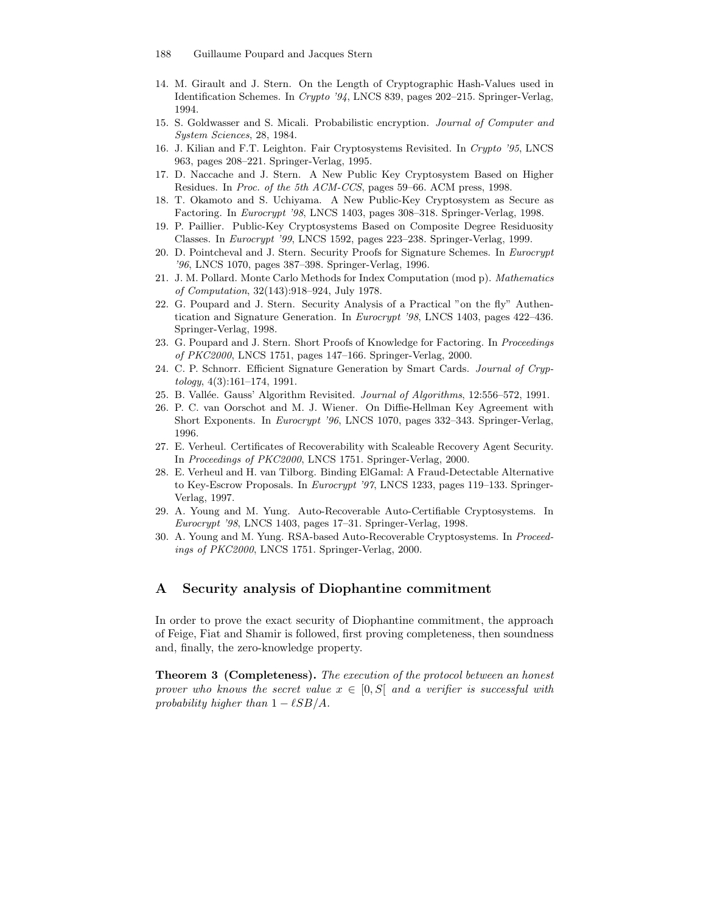14. M. Girault and J. Stern. On the Length of Cryptographic Hash-Values used in Identification Schemes. In *Crypto '94*, LNCS 839, pages 202–215. Springer-Verlag, 1994.
15. S. Goldwasser and S. Micali. Probabilistic encryption. *Journal of Computer and System Sciences*, 28, 1984.
16. J. Kilian and F.T. Leighton. Fair Cryptosystems Revisited. In *Crypto '95*, LNCS 963, pages 208–221. Springer-Verlag, 1995.
17. D. Naccache and J. Stern. A New Public Key Cryptosystem Based on Higher Residues. In *Proc. of the 5th ACM-CCS*, pages 59–66. ACM press, 1998.
18. T. Okamoto and S. Uchiyama. A New Public-Key Cryptosystem as Secure as Factoring. In *Eurocrypt '98*, LNCS 1403, pages 308–318. Springer-Verlag, 1998.
19. P. Paillier. Public-Key Cryptosystems Based on Composite Degree Residuosity Classes. In *Eurocrypt '99*, LNCS 1592, pages 223–238. Springer-Verlag, 1999.
20. D. Pointcheval and J. Stern. Security Proofs for Signature Schemes. In *Eurocrypt '96*, LNCS 1070, pages 387–398. Springer-Verlag, 1996.
21. J. M. Pollard. Monte Carlo Methods for Index Computation (mod p). *Mathematics of Computation*, 32(143):918–924, July 1978.
22. G. Poupard and J. Stern. Security Analysis of a Practical "on the fly" Authentication and Signature Generation. In *Eurocrypt '98*, LNCS 1403, pages 422–436. Springer-Verlag, 1998.
23. G. Poupard and J. Stern. Short Proofs of Knowledge for Factoring. In *Proceedings of PKC2000*, LNCS 1751, pages 147–166. Springer-Verlag, 2000.
24. C. P. Schnorr. Efficient Signature Generation by Smart Cards. *Journal of Cryptology*, 4(3):161–174, 1991.
25. B. Vallée. Gauss' Algorithm Revisited. *Journal of Algorithms*, 12:556–572, 1991.
26. P. C. van Oorschot and M. J. Wiener. On Diffie-Hellman Key Agreement with Short Exponents. In *Eurocrypt '96*, LNCS 1070, pages 332–343. Springer-Verlag, 1996.
27. E. Verheul. Certificates of Recoverability with Scaleable Recovery Agent Security. In *Proceedings of PKC2000*, LNCS 1751. Springer-Verlag, 2000.
28. E. Verheul and H. van Tilborg. Binding ElGamal: A Fraud-Detectable Alternative to Key-Escrow Proposals. In *Eurocrypt '97*, LNCS 1233, pages 119–133. Springer-Verlag, 1997.
29. A. Young and M. Yung. Auto-Recoverable Auto-Certifiable Cryptosystems. In *Eurocrypt '98*, LNCS 1403, pages 17–31. Springer-Verlag, 1998.
30. A. Young and M. Yung. RSA-based Auto-Recoverable Cryptosystems. In *Proceedings of PKC2000*, LNCS 1751. Springer-Verlag, 2000.

## A Security analysis of Diophantine commitment

In order to prove the exact security of Diophantine commitment, the approach of Feige, Fiat and Shamir is followed, first proving completeness, then soundness and, finally, the zero-knowledge property.

**Theorem 3 (Completeness).** *The execution of the protocol between an honest prover who knows the secret value $x \in [0, S[$ and a verifier is successful with probability higher than $1 - \ell SB/A$.*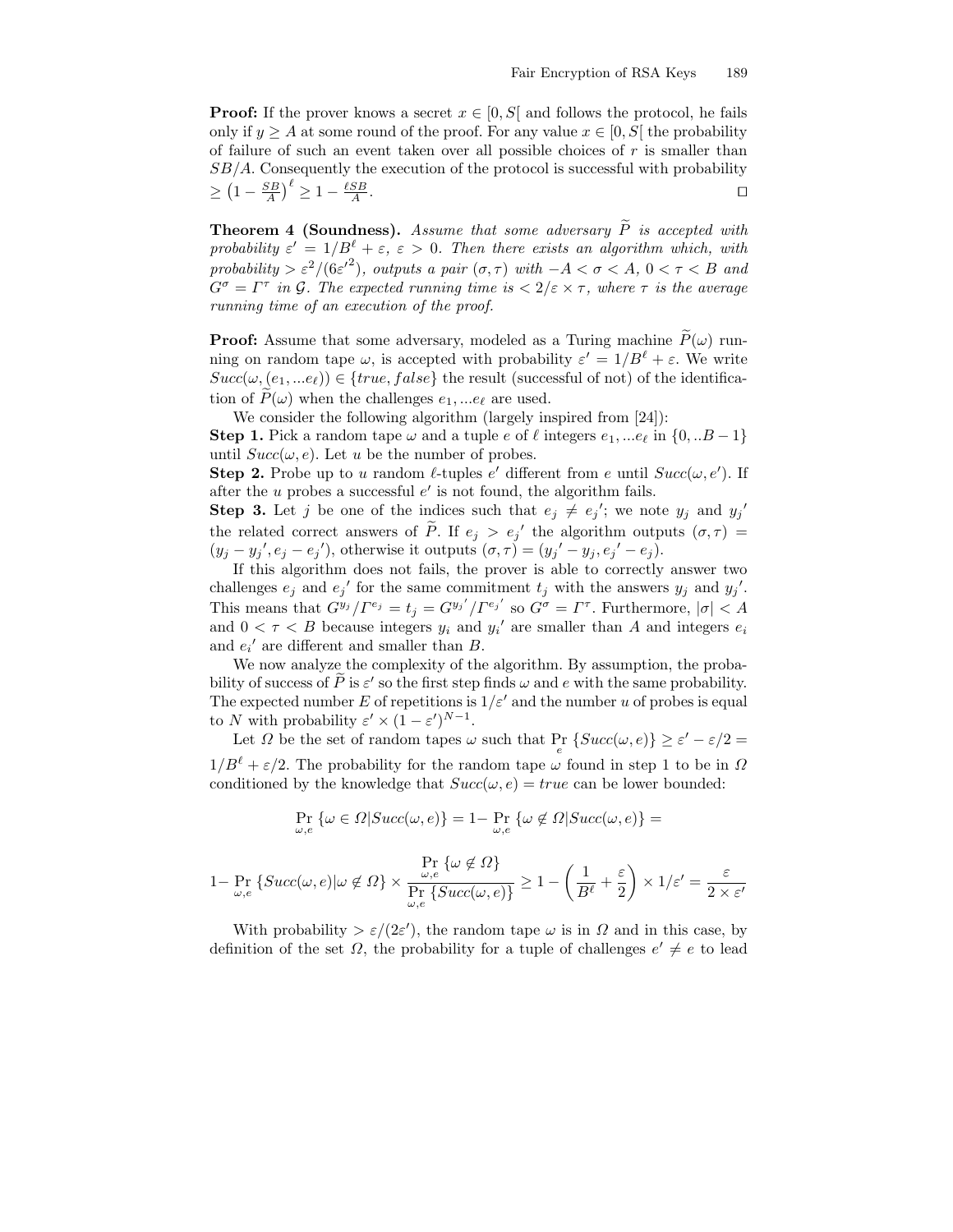**Proof:** If the prover knows a secret $x \in [0, S[$ and follows the protocol, he fails only if $y \geq A$ at some round of the proof. For any value $x \in [0, S[$ the probability of failure of such an event taken over all possible choices of $r$ is smaller than $SB/A$. Consequently the execution of the protocol is successful with probability $\geq \left(1 - \frac{SB}{A}\right)^{\ell} \geq 1 - \frac{\ell SB}{A}$. □

**Theorem 4 (Soundness).** *Assume that some adversary $\widetilde{P}$ is accepted with probability $\varepsilon' = 1/B^{\ell} + \varepsilon$, $\varepsilon > 0$. Then there exists an algorithm which, with probability $> \varepsilon^2/(6\varepsilon'^2)$, outputs a pair $(\sigma, \tau)$ with $-A < \sigma < A$, $0 < \tau < B$ and $G^{\sigma} = \Gamma^{\tau}$ in $\mathcal{G}$. The expected running time is $< 2/\varepsilon \times \tau$, where $\tau$ is the average running time of an execution of the proof.*

**Proof:** Assume that some adversary, modeled as a Turing machine $\widetilde{P}(\omega)$ running on random tape $\omega$, is accepted with probability $\varepsilon' = 1/B^{\ell} + \varepsilon$. We write $Succ(\omega, (e_1, ...e_{\ell})) \in \{true, false\}$ the result (successful of not) of the identification of $\widetilde{P}(\omega)$ when the challenges $e_1, ...e_{\ell}$ are used.

We consider the following algorithm (largely inspired from [24]):

**Step 1.** Pick a random tape $\omega$ and a tuple $e$ of $\ell$ integers $e_1, ...e_{\ell}$ in $\{0, ..B-1\}$ until $Succ(\omega, e)$. Let $u$ be the number of probes.

**Step 2.** Probe up to $u$ random $\ell$-tuples $e'$ different from $e$ until $Succ(\omega, e')$. If after the $u$ probes a successful $e'$ is not found, the algorithm fails.

**Step 3.** Let $j$ be one of the indices such that $e_j \neq e_j{}'$; we note $y_j$ and $y_j{}'$ the related correct answers of $\widetilde{P}$. If $e_j > e_j{}'$ the algorithm outputs $(\sigma, \tau) = (y_j - y_j{}', e_j - e_j{}')$, otherwise it outputs $(\sigma, \tau) = (y_j{}' - y_j, e_j{}' - e_j)$.

If this algorithm does not fails, the prover is able to correctly answer two challenges $e_j$ and $e_j{}'$ for the same commitment $t_j$ with the answers $y_j$ and $y_j{}'$. This means that $G^{y_j}/\Gamma^{e_j} = t_j = G^{y_j{}'}/\Gamma^{e_j{}'}$ so $G^{\sigma} = \Gamma^{\tau}$. Furthermore, $|\sigma| < A$ and $0 < \tau < B$ because integers $y_i$ and $y_i{}'$ are smaller than $A$ and integers $e_i$ and $e_i{}'$ are different and smaller than $B$.

We now analyze the complexity of the algorithm. By assumption, the probability of success of $\widetilde{P}$ is $\varepsilon'$ so the first step finds $\omega$ and $e$ with the same probability. The expected number $E$ of repetitions is $1/\varepsilon'$ and the number $u$ of probes is equal to $N$ with probability $\varepsilon' \times (1 - \varepsilon')^{N-1}$.

Let $\Omega$ be the set of random tapes $\omega$ such that $\Pr_e \{Succ(\omega, e)\} \geq \varepsilon' - \varepsilon/2 = 1/B^{\ell} + \varepsilon/2$. The probability for the random tape $\omega$ found in step 1 to be in $\Omega$ conditioned by the knowledge that $Succ(\omega, e) = true$ can be lower bounded:

$$\Pr_{\omega,e} \{\omega \in \Omega | Succ(\omega, e)\} = 1 - \Pr_{\omega,e} \{\omega \notin \Omega | Succ(\omega, e)\} =$$

$$1 - \Pr_{\omega,e} \{Succ(\omega, e) | \omega \notin \Omega\} \times \frac{\Pr_{\omega,e} \{\omega \notin \Omega\}}{\Pr_{\omega,e} \{Succ(\omega, e)\}} \geq 1 - \left(\frac{1}{B^{\ell}} + \frac{\varepsilon}{2}\right) \times 1/\varepsilon' = \frac{\varepsilon}{2 \times \varepsilon'}$$

With probability $> \varepsilon/(2\varepsilon')$, the random tape $\omega$ is in $\Omega$ and in this case, by definition of the set $\Omega$, the probability for a tuple of challenges $e' \neq e$ to lead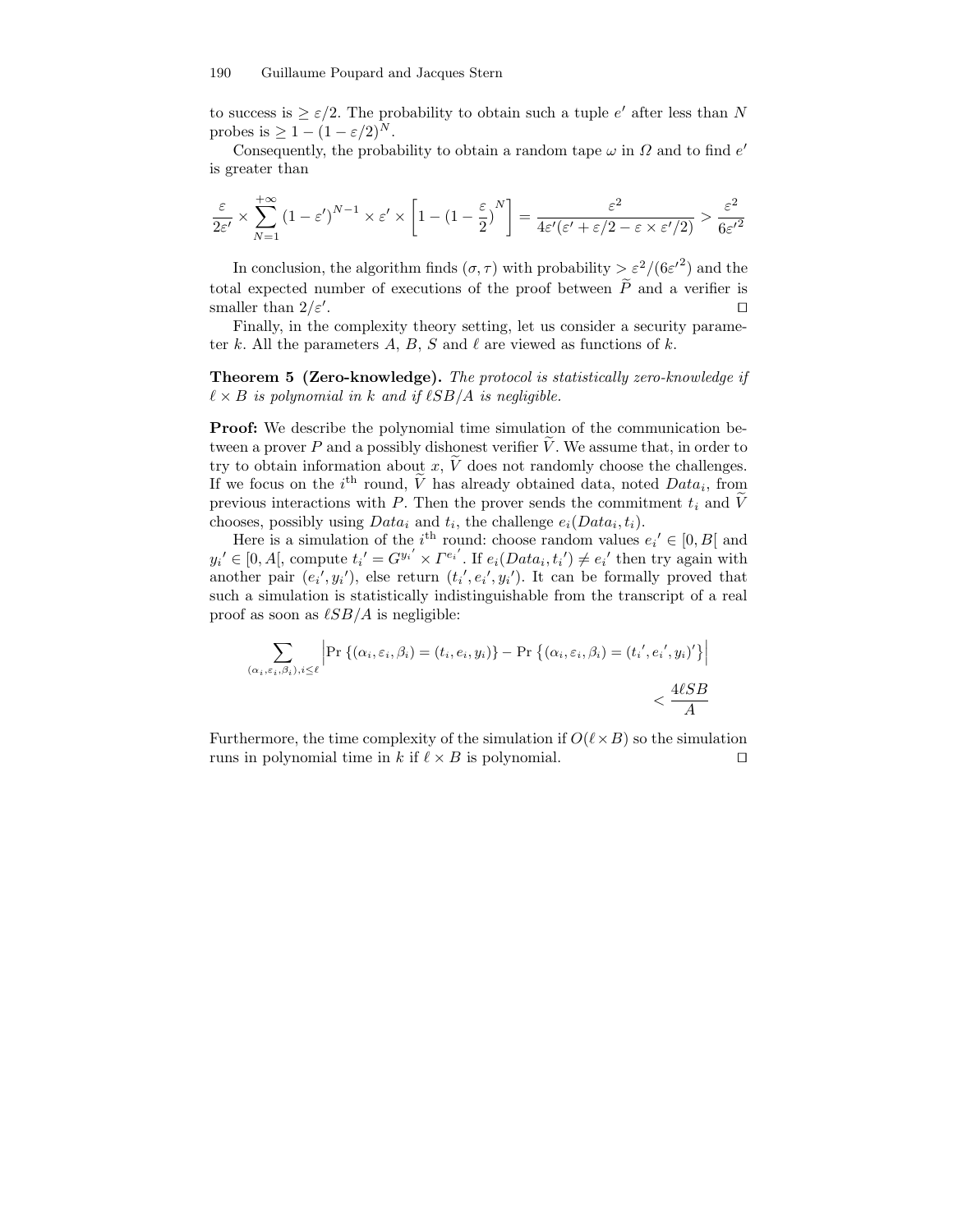to success is $\geq \varepsilon/2$. The probability to obtain such a tuple $e'$ after less than $N$ probes is $\geq 1 - (1 - \varepsilon/2)^N$.

Consequently, the probability to obtain a random tape $\omega$ in $\Omega$ and to find $e'$ is greater than

$$\frac{\varepsilon}{2\varepsilon'} \times \sum_{N=1}^{+\infty} (1 - \varepsilon')^{N-1} \times \varepsilon' \times \left[1 - (1 - \frac{\varepsilon}{2})^N\right] = \frac{\varepsilon^2}{4\varepsilon'(\varepsilon' + \varepsilon/2 - \varepsilon \times \varepsilon'/2)} > \frac{\varepsilon^2}{6\varepsilon'^2}$$

In conclusion, the algorithm finds $(\sigma, \tau)$ with probability $> \varepsilon^2/(6\varepsilon'^2)$ and the total expected number of executions of the proof between $\widetilde{P}$ and a verifier is smaller than $2/\varepsilon'$. □

Finally, in the complexity theory setting, let us consider a security parameter $k$. All the parameters $A$, $B$, $S$ and $\ell$ are viewed as functions of $k$.

**Theorem 5 (Zero-knowledge).** *The protocol is statistically zero-knowledge if $\ell \times B$ is polynomial in $k$ and if $\ell SB/A$ is negligible.*

**Proof:** We describe the polynomial time simulation of the communication between a prover $P$ and a possibly dishonest verifier $\widetilde{V}$. We assume that, in order to try to obtain information about $x$, $\widetilde{V}$ does not randomly choose the challenges. If we focus on the $i^{\text{th}}$ round, $\widetilde{V}$ has already obtained data, noted $Data_i$, from previous interactions with $P$. Then the prover sends the commitment $t_i$ and $\widetilde{V}$ chooses, possibly using $Data_i$ and $t_i$, the challenge $e_i(Data_i, t_i)$.

Here is a simulation of the $i^{\text{th}}$ round: choose random values ${e_i}' \in [0, B[$ and ${y_i}' \in [0, A[$, compute ${t_i}' = G^{{y_i}'} \times \Gamma^{{e_i}'}$. If $e_i(Data_i, {t_i}') \neq {e_i}'$ then try again with another pair $({e_i}', {y_i}')$, else return $({t_i}', {e_i}', {y_i}')$. It can be formally proved that such a simulation is statistically indistinguishable from the transcript of a real proof as soon as $\ell SB/A$ is negligible:

$$\sum_{(\alpha_i, \varepsilon_i, \beta_i), i \leq \ell} \left| \Pr\{(\alpha_i, \varepsilon_i, \beta_i) = (t_i, e_i, y_i)\} - \Pr\{(\alpha_i, \varepsilon_i, \beta_i) = ({t_i}', {e_i}', y_i)'\} \right| < \frac{4\ell SB}{A}$$

Furthermore, the time complexity of the simulation if $O(\ell \times B)$ so the simulation runs in polynomial time in $k$ if $\ell \times B$ is polynomial. □